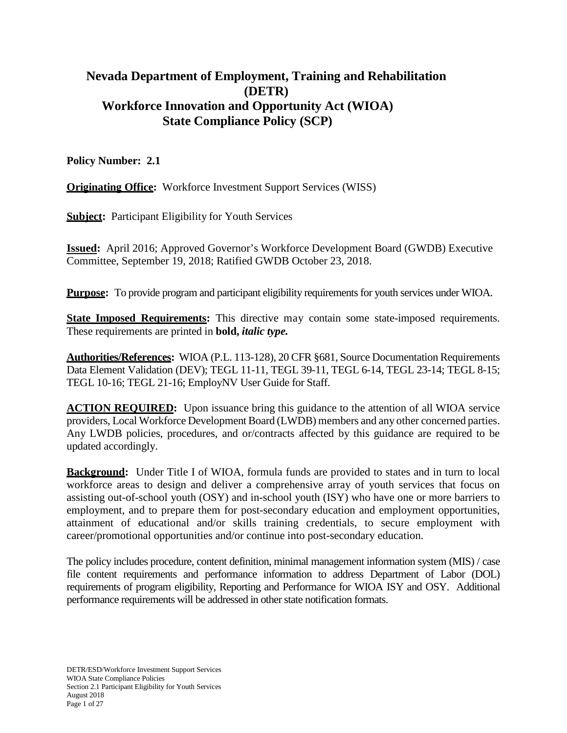# Nevada Department of Employment, Training and Rehabilitation (DETR)
# Workforce Innovation and Opportunity Act (WIOA) State Compliance Policy (SCP)

**Policy Number: 2.1**

**Originating Office:** Workforce Investment Support Services (WISS)

**Subject:** Participant Eligibility for Youth Services

**Issued:** April 2016; Approved Governor's Workforce Development Board (GWDB) Executive Committee, September 19, 2018; Ratified GWDB October 23, 2018.

**Purpose:** To provide program and participant eligibility requirements for youth services under WIOA.

**State Imposed Requirements:** This directive may contain some state-imposed requirements. These requirements are printed in **bold,** ***italic type.***

**Authorities/References:** WIOA (P.L. 113-128), 20 CFR §681, Source Documentation Requirements Data Element Validation (DEV); TEGL 11-11, TEGL 39-11, TEGL 6-14, TEGL 23-14; TEGL 8-15; TEGL 10-16; TEGL 21-16; EmployNV User Guide for Staff.

**ACTION REQUIRED:** Upon issuance bring this guidance to the attention of all WIOA service providers, Local Workforce Development Board (LWDB) members and any other concerned parties. Any LWDB policies, procedures, and or/contracts affected by this guidance are required to be updated accordingly.

**Background:** Under Title I of WIOA, formula funds are provided to states and in turn to local workforce areas to design and deliver a comprehensive array of youth services that focus on assisting out-of-school youth (OSY) and in-school youth (ISY) who have one or more barriers to employment, and to prepare them for post-secondary education and employment opportunities, attainment of educational and/or skills training credentials, to secure employment with career/promotional opportunities and/or continue into post-secondary education.

The policy includes procedure, content definition, minimal management information system (MIS) / case file content requirements and performance information to address Department of Labor (DOL) requirements of program eligibility, Reporting and Performance for WIOA ISY and OSY. Additional performance requirements will be addressed in other state notification formats.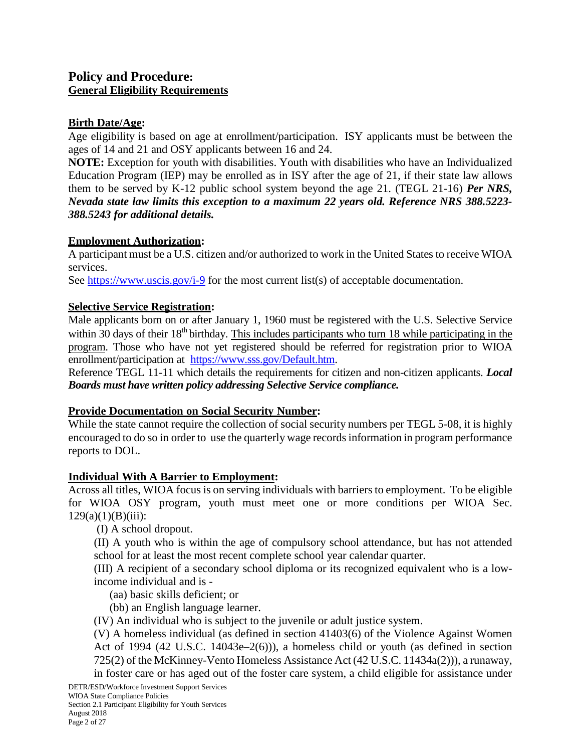## Policy and Procedure:

### General Eligibility Requirements

**Birth Date/Age:**

Age eligibility is based on age at enrollment/participation. ISY applicants must be between the ages of 14 and 21 and OSY applicants between 16 and 24.

**NOTE:** Exception for youth with disabilities. Youth with disabilities who have an Individualized Education Program (IEP) may be enrolled as in ISY after the age of 21, if their state law allows them to be served by K-12 public school system beyond the age 21. (TEGL 21-16) ***Per NRS, Nevada state law limits this exception to a maximum 22 years old. Reference NRS 388.5223-388.5243 for additional details.***

**Employment Authorization:**

A participant must be a U.S. citizen and/or authorized to work in the United States to receive WIOA services.

See https://www.uscis.gov/i-9 for the most current list(s) of acceptable documentation.

**Selective Service Registration:**

Male applicants born on or after January 1, 1960 must be registered with the U.S. Selective Service within 30 days of their 18th birthday. This includes participants who turn 18 while participating in the program. Those who have not yet registered should be referred for registration prior to WIOA enrollment/participation at https://www.sss.gov/Default.htm.

Reference TEGL 11-11 which details the requirements for citizen and non-citizen applicants. ***Local Boards must have written policy addressing Selective Service compliance.***

**Provide Documentation on Social Security Number:**

While the state cannot require the collection of social security numbers per TEGL 5-08, it is highly encouraged to do so in order to use the quarterly wage records information in program performance reports to DOL.

**Individual With A Barrier to Employment:**

Across all titles, WIOA focus is on serving individuals with barriers to employment. To be eligible for WIOA OSY program, youth must meet one or more conditions per WIOA Sec. 129(a)(1)(B)(iii):

- (I) A school dropout.
- (II) A youth who is within the age of compulsory school attendance, but has not attended school for at least the most recent complete school year calendar quarter.
- (III) A recipient of a secondary school diploma or its recognized equivalent who is a low-income individual and is -
  - (aa) basic skills deficient; or
  - (bb) an English language learner.
- (IV) An individual who is subject to the juvenile or adult justice system.
- (V) A homeless individual (as defined in section 41403(6) of the Violence Against Women Act of 1994 (42 U.S.C. 14043e–2(6))), a homeless child or youth (as defined in section 725(2) of the McKinney-Vento Homeless Assistance Act (42 U.S.C. 11434a(2))), a runaway, in foster care or has aged out of the foster care system, a child eligible for assistance under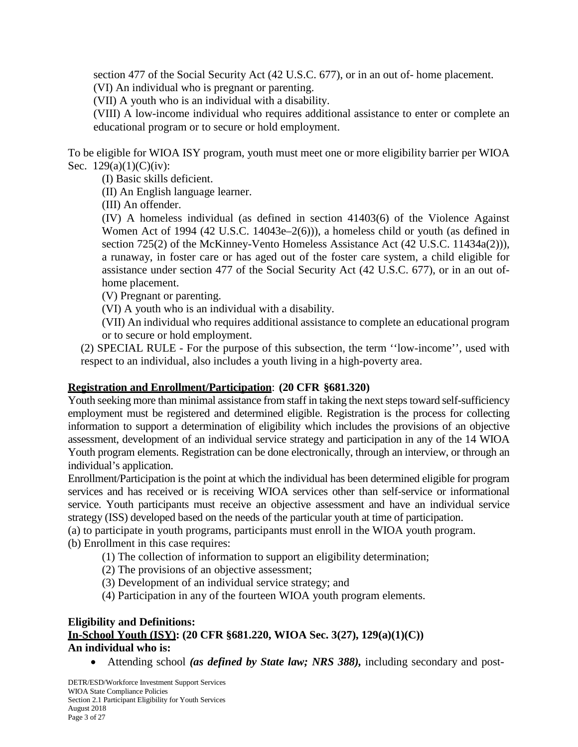section 477 of the Social Security Act (42 U.S.C. 677), or in an out of- home placement.
(VI) An individual who is pregnant or parenting.
(VII) A youth who is an individual with a disability.
(VIII) A low-income individual who requires additional assistance to enter or complete an educational program or to secure or hold employment.

To be eligible for WIOA ISY program, youth must meet one or more eligibility barrier per WIOA Sec. 129(a)(1)(C)(iv):

(I) Basic skills deficient.
(II) An English language learner.
(III) An offender.
(IV) A homeless individual (as defined in section 41403(6) of the Violence Against Women Act of 1994 (42 U.S.C. 14043e–2(6))), a homeless child or youth (as defined in section 725(2) of the McKinney-Vento Homeless Assistance Act (42 U.S.C. 11434a(2))), a runaway, in foster care or has aged out of the foster care system, a child eligible for assistance under section 477 of the Social Security Act (42 U.S.C. 677), or in an out of-home placement.
(V) Pregnant or parenting.
(VI) A youth who is an individual with a disability.
(VII) An individual who requires additional assistance to complete an educational program or to secure or hold employment.

(2) SPECIAL RULE - For the purpose of this subsection, the term ''low-income'', used with respect to an individual, also includes a youth living in a high-poverty area.

**Registration and Enrollment/Participation**: **(20 CFR §681.320)**

Youth seeking more than minimal assistance from staff in taking the next steps toward self-sufficiency employment must be registered and determined eligible. Registration is the process for collecting information to support a determination of eligibility which includes the provisions of an objective assessment, development of an individual service strategy and participation in any of the 14 WIOA Youth program elements. Registration can be done electronically, through an interview, or through an individual's application.

Enrollment/Participation is the point at which the individual has been determined eligible for program services and has received or is receiving WIOA services other than self-service or informational service. Youth participants must receive an objective assessment and have an individual service strategy (ISS) developed based on the needs of the particular youth at time of participation.

(a) to participate in youth programs, participants must enroll in the WIOA youth program.
(b) Enrollment in this case requires:

(1) The collection of information to support an eligibility determination;
(2) The provisions of an objective assessment;
(3) Development of an individual service strategy; and
(4) Participation in any of the fourteen WIOA youth program elements.

**Eligibility and Definitions:**
**In-School Youth (ISY): (20 CFR §681.220, WIOA Sec. 3(27), 129(a)(1)(C))**
**An individual who is:**

- Attending school ***(as defined by State law; NRS 388)***, including secondary and post-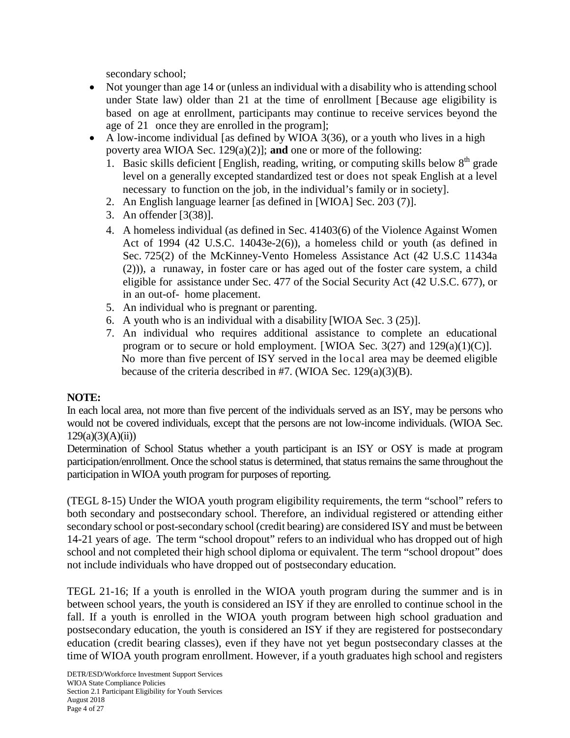secondary school;

- Not younger than age 14 or (unless an individual with a disability who is attending school under State law) older than 21 at the time of enrollment [Because age eligibility is based on age at enrollment, participants may continue to receive services beyond the age of 21 once they are enrolled in the program];
- A low-income individual [as defined by WIOA 3(36), or a youth who lives in a high poverty area WIOA Sec. 129(a)(2)]; **and** one or more of the following:
  1. Basic skills deficient [English, reading, writing, or computing skills below $8^{th}$ grade level on a generally excepted standardized test or does not speak English at a level necessary to function on the job, in the individual's family or in society].
  2. An English language learner [as defined in [WIOA] Sec. 203 (7)].
  3. An offender [3(38)].
  4. A homeless individual (as defined in Sec. 41403(6) of the Violence Against Women Act of 1994 (42 U.S.C. 14043e-2(6)), a homeless child or youth (as defined in Sec. 725(2) of the McKinney-Vento Homeless Assistance Act (42 U.S.C 11434a (2))), a runaway, in foster care or has aged out of the foster care system, a child eligible for assistance under Sec. 477 of the Social Security Act (42 U.S.C. 677), or in an out-of- home placement.
  5. An individual who is pregnant or parenting.
  6. A youth who is an individual with a disability [WIOA Sec. 3 (25)].
  7. An individual who requires additional assistance to complete an educational program or to secure or hold employment. [WIOA Sec. 3(27) and 129(a)(1)(C)]. No more than five percent of ISY served in the local area may be deemed eligible because of the criteria described in #7. (WIOA Sec. 129(a)(3)(B).

**NOTE:**

In each local area, not more than five percent of the individuals served as an ISY, may be persons who would not be covered individuals, except that the persons are not low-income individuals. (WIOA Sec. 129(a)(3)(A)(ii))

Determination of School Status whether a youth participant is an ISY or OSY is made at program participation/enrollment. Once the school status is determined, that status remains the same throughout the participation in WIOA youth program for purposes of reporting.

(TEGL 8-15) Under the WIOA youth program eligibility requirements, the term "school" refers to both secondary and postsecondary school. Therefore, an individual registered or attending either secondary school or post-secondary school (credit bearing) are considered ISY and must be between 14-21 years of age. The term "school dropout" refers to an individual who has dropped out of high school and not completed their high school diploma or equivalent. The term "school dropout" does not include individuals who have dropped out of postsecondary education.

TEGL 21-16; If a youth is enrolled in the WIOA youth program during the summer and is in between school years, the youth is considered an ISY if they are enrolled to continue school in the fall. If a youth is enrolled in the WIOA youth program between high school graduation and postsecondary education, the youth is considered an ISY if they are registered for postsecondary education (credit bearing classes), even if they have not yet begun postsecondary classes at the time of WIOA youth program enrollment. However, if a youth graduates high school and registers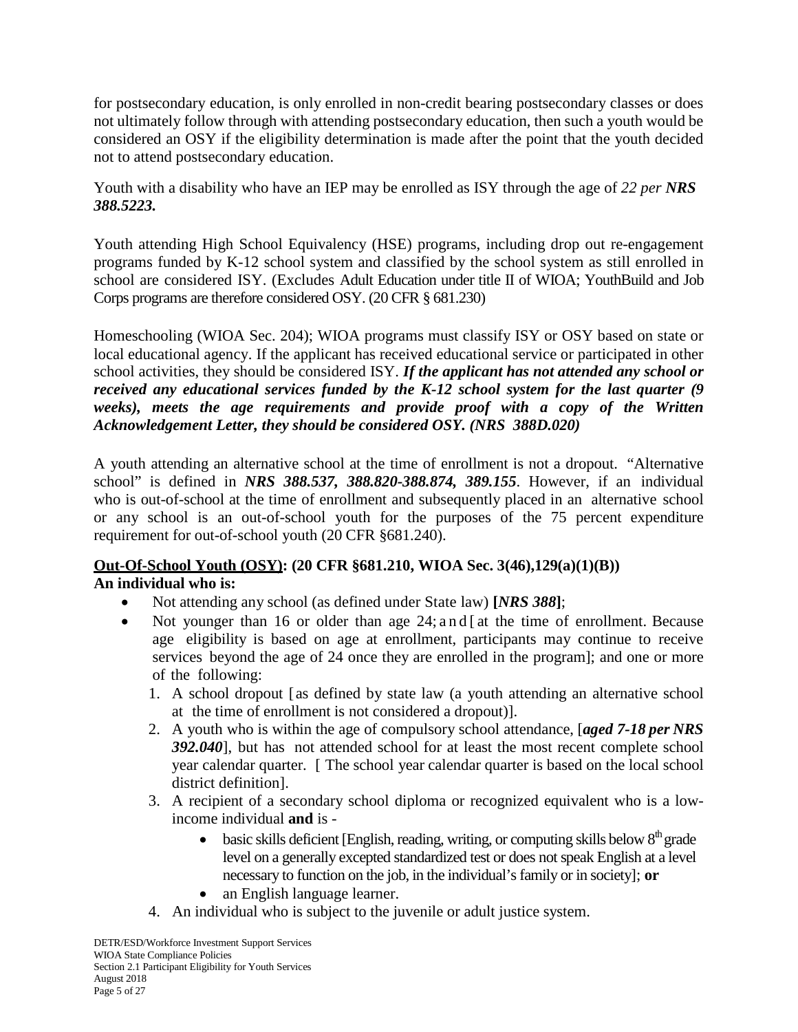for postsecondary education, is only enrolled in non-credit bearing postsecondary classes or does not ultimately follow through with attending postsecondary education, then such a youth would be considered an OSY if the eligibility determination is made after the point that the youth decided not to attend postsecondary education.

Youth with a disability who have an IEP may be enrolled as ISY through the age of *22 per **NRS 388.5223.***

Youth attending High School Equivalency (HSE) programs, including drop out re-engagement programs funded by K-12 school system and classified by the school system as still enrolled in school are considered ISY. (Excludes Adult Education under title II of WIOA; YouthBuild and Job Corps programs are therefore considered OSY. (20 CFR § 681.230)

Homeschooling (WIOA Sec. 204); WIOA programs must classify ISY or OSY based on state or local educational agency. If the applicant has received educational service or participated in other school activities, they should be considered ISY. ***If the applicant has not attended any school or received any educational services funded by the K-12 school system for the last quarter (9 weeks), meets the age requirements and provide proof with a copy of the Written Acknowledgement Letter, they should be considered OSY. (NRS 388D.020)***

A youth attending an alternative school at the time of enrollment is not a dropout. "Alternative school" is defined in ***NRS 388.537, 388.820-388.874, 389.155***. However, if an individual who is out-of-school at the time of enrollment and subsequently placed in an alternative school or any school is an out-of-school youth for the purposes of the 75 percent expenditure requirement for out-of-school youth (20 CFR §681.240).

**<u>Out-Of-School Youth (OSY)</u>: (20 CFR §681.210, WIOA Sec. 3(46),129(a)(1)(B))**
**An individual who is:**

- Not attending any school (as defined under State law) **[*NRS 388*]**;
- Not younger than 16 or older than age 24; and [at the time of enrollment. Because age eligibility is based on age at enrollment, participants may continue to receive services beyond the age of 24 once they are enrolled in the program]; and one or more of the following:
    1. A school dropout [as defined by state law (a youth attending an alternative school at the time of enrollment is not considered a dropout)].
    2. A youth who is within the age of compulsory school attendance, [***aged 7-18 per NRS 392.040***], but has not attended school for at least the most recent complete school year calendar quarter. [ The school year calendar quarter is based on the local school district definition].
    3. A recipient of a secondary school diploma or recognized equivalent who is a low-income individual **and** is -
        - basic skills deficient [English, reading, writing, or computing skills below 8th grade level on a generally excepted standardized test or does not speak English at a level necessary to function on the job, in the individual's family or in society]; **or**
        - an English language learner.
    4. An individual who is subject to the juvenile or adult justice system.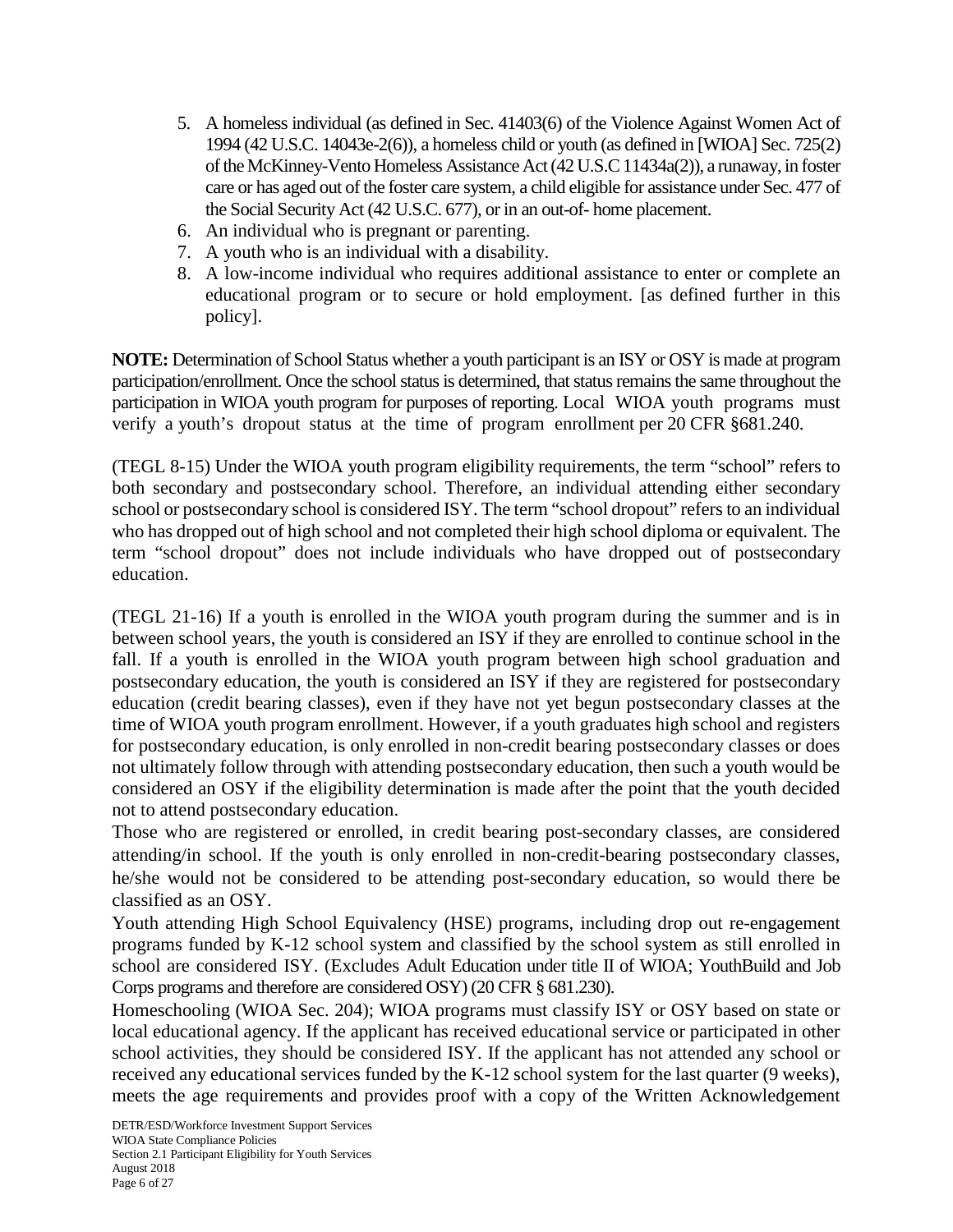5. A homeless individual (as defined in Sec. 41403(6) of the Violence Against Women Act of 1994 (42 U.S.C. 14043e-2(6)), a homeless child or youth (as defined in [WIOA] Sec. 725(2) of the McKinney-Vento Homeless Assistance Act (42 U.S.C 11434a(2)), a runaway, in foster care or has aged out of the foster care system, a child eligible for assistance under Sec. 477 of the Social Security Act (42 U.S.C. 677), or in an out-of- home placement.
6. An individual who is pregnant or parenting.
7. A youth who is an individual with a disability.
8. A low-income individual who requires additional assistance to enter or complete an educational program or to secure or hold employment. [as defined further in this policy].

**NOTE:** Determination of School Status whether a youth participant is an ISY or OSY is made at program participation/enrollment. Once the school status is determined, that status remains the same throughout the participation in WIOA youth program for purposes of reporting. Local WIOA youth programs must verify a youth's dropout status at the time of program enrollment per 20 CFR §681.240.

(TEGL 8-15) Under the WIOA youth program eligibility requirements, the term "school" refers to both secondary and postsecondary school. Therefore, an individual attending either secondary school or postsecondary school is considered ISY. The term "school dropout" refers to an individual who has dropped out of high school and not completed their high school diploma or equivalent. The term "school dropout" does not include individuals who have dropped out of postsecondary education.

(TEGL 21-16) If a youth is enrolled in the WIOA youth program during the summer and is in between school years, the youth is considered an ISY if they are enrolled to continue school in the fall. If a youth is enrolled in the WIOA youth program between high school graduation and postsecondary education, the youth is considered an ISY if they are registered for postsecondary education (credit bearing classes), even if they have not yet begun postsecondary classes at the time of WIOA youth program enrollment. However, if a youth graduates high school and registers for postsecondary education, is only enrolled in non-credit bearing postsecondary classes or does not ultimately follow through with attending postsecondary education, then such a youth would be considered an OSY if the eligibility determination is made after the point that the youth decided not to attend postsecondary education.

Those who are registered or enrolled, in credit bearing post-secondary classes, are considered attending/in school. If the youth is only enrolled in non-credit-bearing postsecondary classes, he/she would not be considered to be attending post-secondary education, so would there be classified as an OSY.

Youth attending High School Equivalency (HSE) programs, including drop out re-engagement programs funded by K-12 school system and classified by the school system as still enrolled in school are considered ISY. (Excludes Adult Education under title II of WIOA; YouthBuild and Job Corps programs and therefore are considered OSY) (20 CFR § 681.230).

Homeschooling (WIOA Sec. 204); WIOA programs must classify ISY or OSY based on state or local educational agency. If the applicant has received educational service or participated in other school activities, they should be considered ISY. If the applicant has not attended any school or received any educational services funded by the K-12 school system for the last quarter (9 weeks), meets the age requirements and provides proof with a copy of the Written Acknowledgement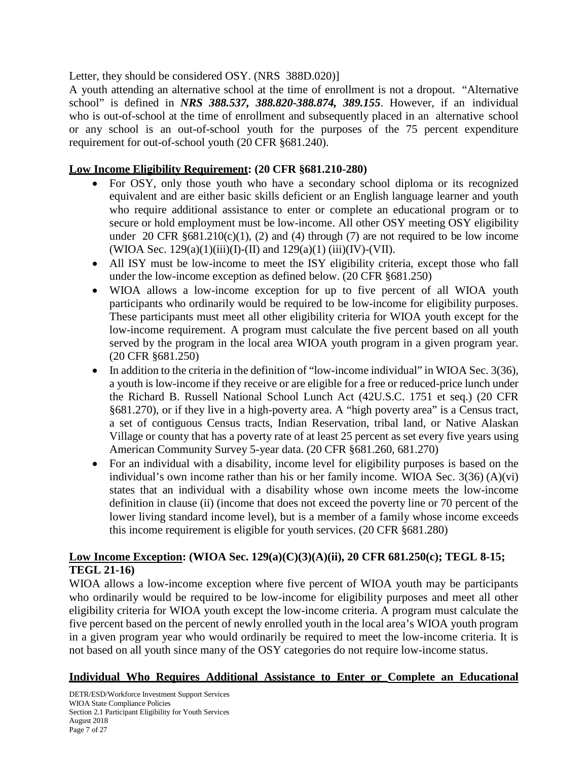Letter, they should be considered OSY. (NRS 388D.020)]

A youth attending an alternative school at the time of enrollment is not a dropout. "Alternative school" is defined in ***NRS 388.537, 388.820-388.874, 389.155***. However, if an individual who is out-of-school at the time of enrollment and subsequently placed in an alternative school or any school is an out-of-school youth for the purposes of the 75 percent expenditure requirement for out-of-school youth (20 CFR §681.240).

**<u>Low Income Eligibility Requirement</u>: (20 CFR §681.210-280)**

- For OSY, only those youth who have a secondary school diploma or its recognized equivalent and are either basic skills deficient or an English language learner and youth who require additional assistance to enter or complete an educational program or to secure or hold employment must be low-income. All other OSY meeting OSY eligibility under 20 CFR §681.210(c)(1), (2) and (4) through (7) are not required to be low income (WIOA Sec. 129(a)(1)(iii)(I)-(II) and 129(a)(1) (iii)(IV)-(VII).
- All ISY must be low-income to meet the ISY eligibility criteria, except those who fall under the low-income exception as defined below. (20 CFR §681.250)
- WIOA allows a low-income exception for up to five percent of all WIOA youth participants who ordinarily would be required to be low-income for eligibility purposes. These participants must meet all other eligibility criteria for WIOA youth except for the low-income requirement. A program must calculate the five percent based on all youth served by the program in the local area WIOA youth program in a given program year. (20 CFR §681.250)
- In addition to the criteria in the definition of "low-income individual" in WIOA Sec. 3(36), a youth is low-income if they receive or are eligible for a free or reduced-price lunch under the Richard B. Russell National School Lunch Act (42U.S.C. 1751 et seq.) (20 CFR §681.270), or if they live in a high-poverty area. A "high poverty area" is a Census tract, a set of contiguous Census tracts, Indian Reservation, tribal land, or Native Alaskan Village or county that has a poverty rate of at least 25 percent as set every five years using American Community Survey 5-year data. (20 CFR §681.260, 681.270)
- For an individual with a disability, income level for eligibility purposes is based on the individual's own income rather than his or her family income. WIOA Sec. 3(36) (A)(vi) states that an individual with a disability whose own income meets the low-income definition in clause (ii) (income that does not exceed the poverty line or 70 percent of the lower living standard income level), but is a member of a family whose income exceeds this income requirement is eligible for youth services. (20 CFR §681.280)

**<u>Low Income Exception</u>: (WIOA Sec. 129(a)(C)(3)(A)(ii), 20 CFR 681.250(c); TEGL 8-15; TEGL 21-16)**

WIOA allows a low-income exception where five percent of WIOA youth may be participants who ordinarily would be required to be low-income for eligibility purposes and meet all other eligibility criteria for WIOA youth except the low-income criteria. A program must calculate the five percent based on the percent of newly enrolled youth in the local area's WIOA youth program in a given program year who would ordinarily be required to meet the low-income criteria. It is not based on all youth since many of the OSY categories do not require low-income status.

**<u>Individual Who Requires Additional Assistance to Enter or Complete an Educational</u>**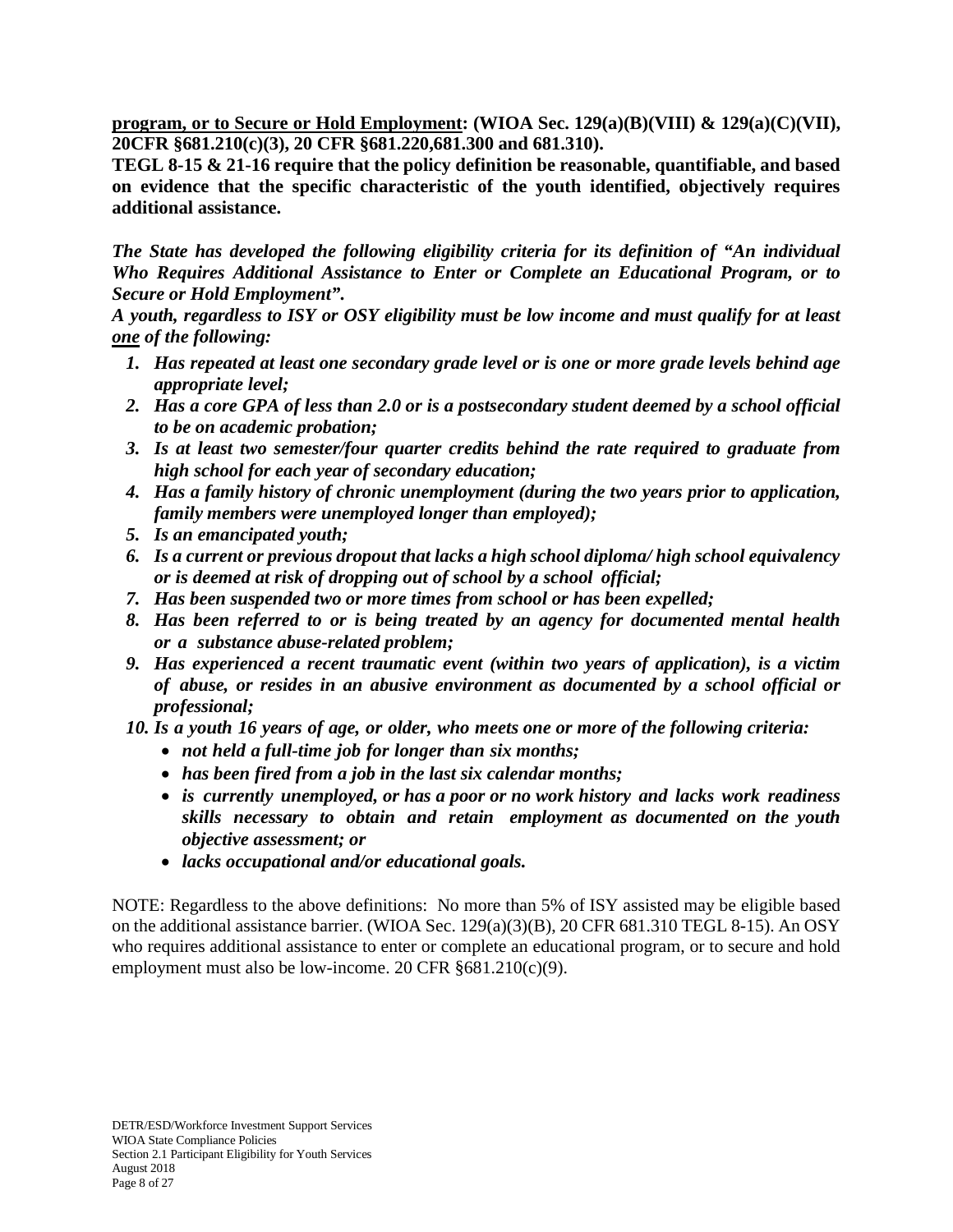**<u>program, or to Secure or Hold Employment</u>: (WIOA Sec. 129(a)(B)(VIII) & 129(a)(C)(VII), 20CFR §681.210(c)(3), 20 CFR §681.220,681.300 and 681.310).**

**TEGL 8-15 & 21-16 require that the policy definition be reasonable, quantifiable, and based on evidence that the specific characteristic of the youth identified, objectively requires additional assistance.**

***The State has developed the following eligibility criteria for its definition of "An individual Who Requires Additional Assistance to Enter or Complete an Educational Program, or to Secure or Hold Employment".***

***A youth, regardless to ISY or OSY eligibility must be low income and must qualify for at least <u>one</u> of the following:***

1. ***Has repeated at least one secondary grade level or is one or more grade levels behind age appropriate level;***
2. ***Has a core GPA of less than 2.0 or is a postsecondary student deemed by a school official to be on academic probation;***
3. ***Is at least two semester/four quarter credits behind the rate required to graduate from high school for each year of secondary education;***
4. ***Has a family history of chronic unemployment (during the two years prior to application, family members were unemployed longer than employed);***
5. ***Is an emancipated youth;***
6. ***Is a current or previous dropout that lacks a high school diploma/ high school equivalency or is deemed at risk of dropping out of school by a school official;***
7. ***Has been suspended two or more times from school or has been expelled;***
8. ***Has been referred to or is being treated by an agency for documented mental health or a substance abuse-related problem;***
9. ***Has experienced a recent traumatic event (within two years of application), is a victim of abuse, or resides in an abusive environment as documented by a school official or professional;***
10. ***Is a youth 16 years of age, or older, who meets one or more of the following criteria:***
    - ***not held a full-time job for longer than six months;***
    - ***has been fired from a job in the last six calendar months;***
    - ***is currently unemployed, or has a poor or no work history and lacks work readiness skills necessary to obtain and retain employment as documented on the youth objective assessment; or***
    - ***lacks occupational and/or educational goals.***

NOTE: Regardless to the above definitions: No more than 5% of ISY assisted may be eligible based on the additional assistance barrier. (WIOA Sec. 129(a)(3)(B), 20 CFR 681.310 TEGL 8-15). An OSY who requires additional assistance to enter or complete an educational program, or to secure and hold employment must also be low-income. 20 CFR §681.210(c)(9).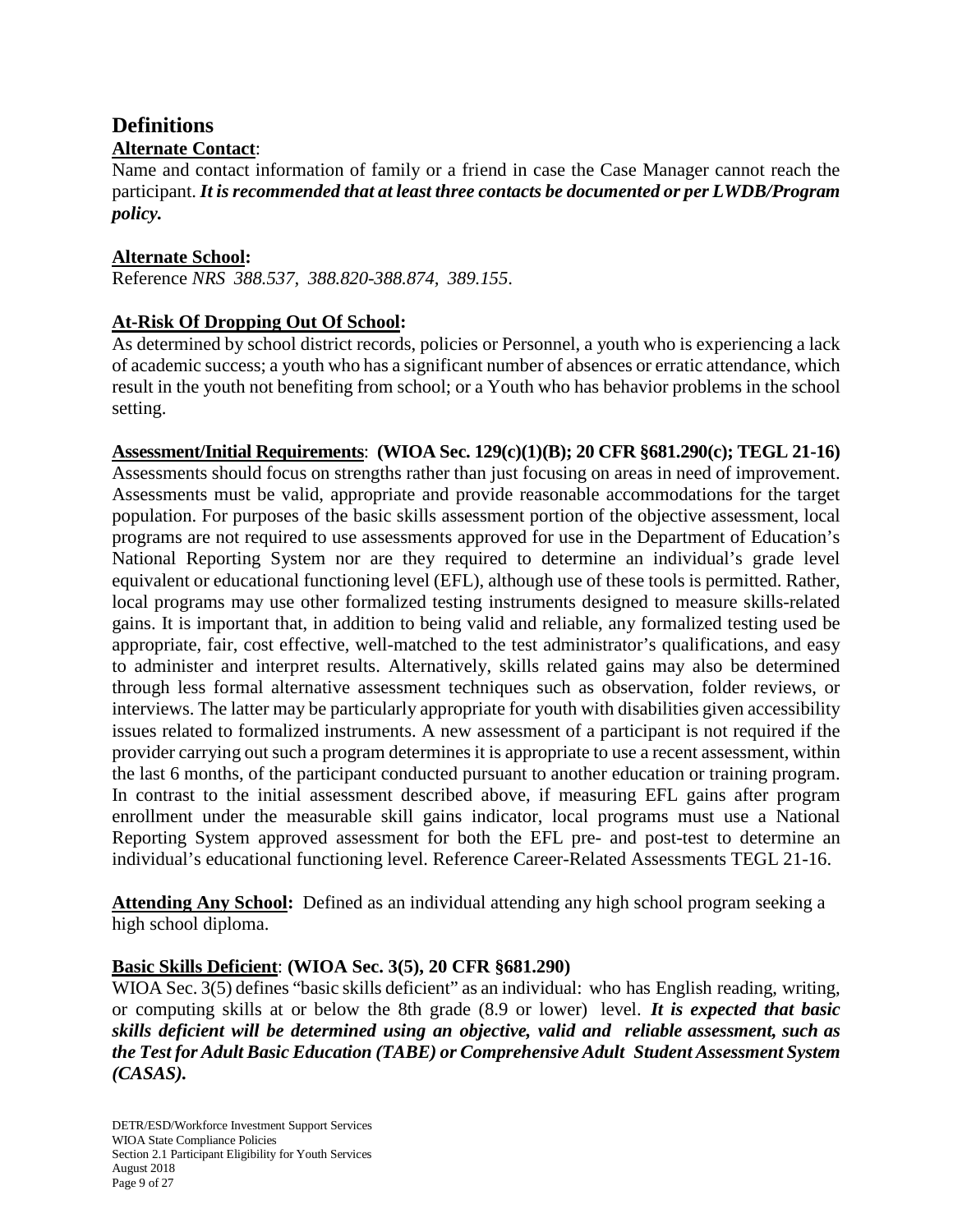## Definitions

**Alternate Contact**:

Name and contact information of family or a friend in case the Case Manager cannot reach the participant. ***It is recommended that at least three contacts be documented or per LWDB/Program policy.***

**Alternate School:**

Reference *NRS 388.537, 388.820-388.874, 389.155*.

**At-Risk Of Dropping Out Of School:**

As determined by school district records, policies or Personnel, a youth who is experiencing a lack of academic success; a youth who has a significant number of absences or erratic attendance, which result in the youth not benefiting from school; or a Youth who has behavior problems in the school setting.

**Assessment/Initial Requirements**: **(WIOA Sec. 129(c)(1)(B); 20 CFR §681.290(c); TEGL 21-16)**

Assessments should focus on strengths rather than just focusing on areas in need of improvement. Assessments must be valid, appropriate and provide reasonable accommodations for the target population. For purposes of the basic skills assessment portion of the objective assessment, local programs are not required to use assessments approved for use in the Department of Education's National Reporting System nor are they required to determine an individual's grade level equivalent or educational functioning level (EFL), although use of these tools is permitted. Rather, local programs may use other formalized testing instruments designed to measure skills-related gains. It is important that, in addition to being valid and reliable, any formalized testing used be appropriate, fair, cost effective, well-matched to the test administrator's qualifications, and easy to administer and interpret results. Alternatively, skills related gains may also be determined through less formal alternative assessment techniques such as observation, folder reviews, or interviews. The latter may be particularly appropriate for youth with disabilities given accessibility issues related to formalized instruments. A new assessment of a participant is not required if the provider carrying out such a program determines it is appropriate to use a recent assessment, within the last 6 months, of the participant conducted pursuant to another education or training program. In contrast to the initial assessment described above, if measuring EFL gains after program enrollment under the measurable skill gains indicator, local programs must use a National Reporting System approved assessment for both the EFL pre- and post-test to determine an individual's educational functioning level. Reference Career-Related Assessments TEGL 21-16.

**Attending Any School:** Defined as an individual attending any high school program seeking a high school diploma.

**Basic Skills Deficient**: **(WIOA Sec. 3(5), 20 CFR §681.290)**

WIOA Sec. 3(5) defines "basic skills deficient" as an individual: who has English reading, writing, or computing skills at or below the 8th grade (8.9 or lower) level. ***It is expected that basic skills deficient will be determined using an objective, valid and reliable assessment, such as the Test for Adult Basic Education (TABE) or Comprehensive Adult Student Assessment System (CASAS).***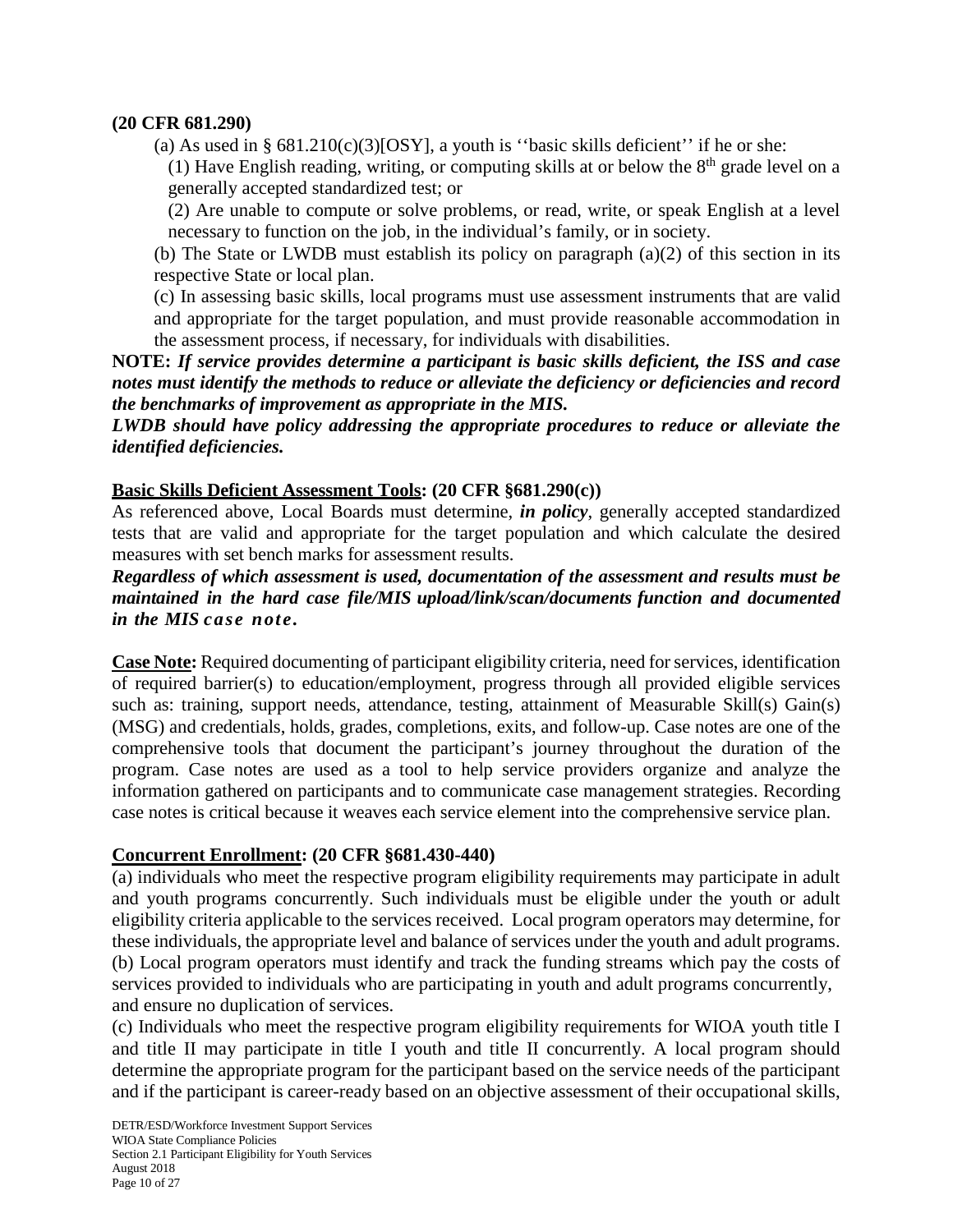**(20 CFR 681.290)**

(a) As used in § 681.210(c)(3)[OSY], a youth is ''basic skills deficient'' if he or she:

(1) Have English reading, writing, or computing skills at or below the 8th grade level on a generally accepted standardized test; or

(2) Are unable to compute or solve problems, or read, write, or speak English at a level necessary to function on the job, in the individual's family, or in society.

(b) The State or LWDB must establish its policy on paragraph (a)(2) of this section in its respective State or local plan.

(c) In assessing basic skills, local programs must use assessment instruments that are valid and appropriate for the target population, and must provide reasonable accommodation in the assessment process, if necessary, for individuals with disabilities.

**NOTE:** ***If service provides determine a participant is basic skills deficient, the ISS and case notes must identify the methods to reduce or alleviate the deficiency or deficiencies and record the benchmarks of improvement as appropriate in the MIS.***

***LWDB should have policy addressing the appropriate procedures to reduce or alleviate the identified deficiencies.***

**Basic Skills Deficient Assessment Tools: (20 CFR §681.290(c))**

As referenced above, Local Boards must determine, ***in policy***, generally accepted standardized tests that are valid and appropriate for the target population and which calculate the desired measures with set bench marks for assessment results.

***Regardless of which assessment is used, documentation of the assessment and results must be maintained in the hard case file/MIS upload/link/scan/documents function and documented in the MIS case note.***

**Case Note:** Required documenting of participant eligibility criteria, need for services, identification of required barrier(s) to education/employment, progress through all provided eligible services such as: training, support needs, attendance, testing, attainment of Measurable Skill(s) Gain(s) (MSG) and credentials, holds, grades, completions, exits, and follow-up. Case notes are one of the comprehensive tools that document the participant's journey throughout the duration of the program. Case notes are used as a tool to help service providers organize and analyze the information gathered on participants and to communicate case management strategies. Recording case notes is critical because it weaves each service element into the comprehensive service plan.

**Concurrent Enrollment: (20 CFR §681.430-440)**

(a) individuals who meet the respective program eligibility requirements may participate in adult and youth programs concurrently. Such individuals must be eligible under the youth or adult eligibility criteria applicable to the services received. Local program operators may determine, for these individuals, the appropriate level and balance of services under the youth and adult programs.

(b) Local program operators must identify and track the funding streams which pay the costs of services provided to individuals who are participating in youth and adult programs concurrently, and ensure no duplication of services.

(c) Individuals who meet the respective program eligibility requirements for WIOA youth title I and title II may participate in title I youth and title II concurrently. A local program should determine the appropriate program for the participant based on the service needs of the participant and if the participant is career-ready based on an objective assessment of their occupational skills,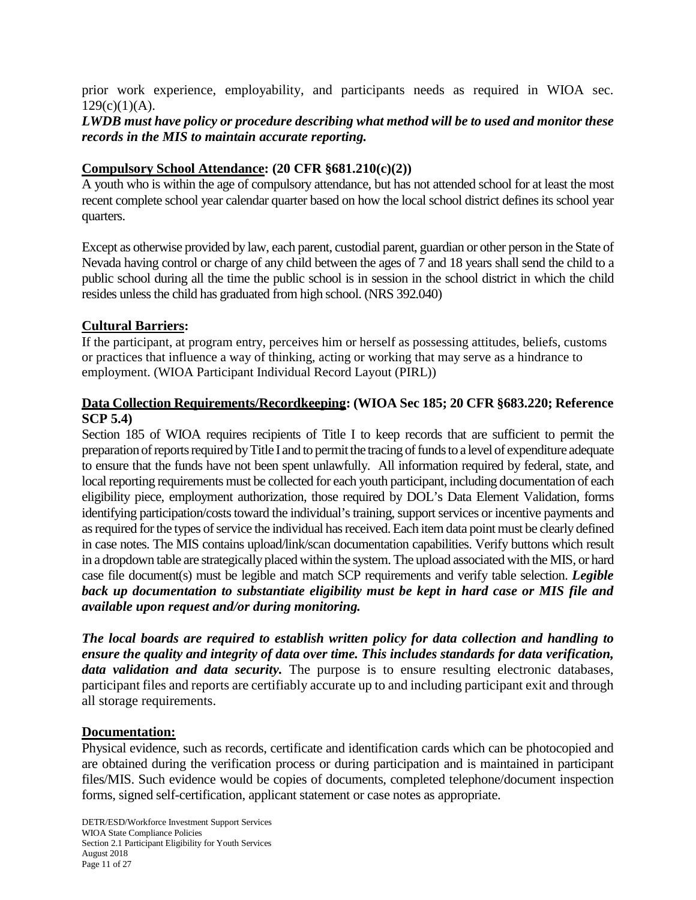prior work experience, employability, and participants needs as required in WIOA sec. 129(c)(1)(A).

***LWDB must have policy or procedure describing what method will be to used and monitor these records in the MIS to maintain accurate reporting.***

**Compulsory School Attendance: (20 CFR §681.210(c)(2))**

A youth who is within the age of compulsory attendance, but has not attended school for at least the most recent complete school year calendar quarter based on how the local school district defines its school year quarters.

Except as otherwise provided by law, each parent, custodial parent, guardian or other person in the State of Nevada having control or charge of any child between the ages of 7 and 18 years shall send the child to a public school during all the time the public school is in session in the school district in which the child resides unless the child has graduated from high school. (NRS 392.040)

**Cultural Barriers:**

If the participant, at program entry, perceives him or herself as possessing attitudes, beliefs, customs or practices that influence a way of thinking, acting or working that may serve as a hindrance to employment. (WIOA Participant Individual Record Layout (PIRL))

**Data Collection Requirements/Recordkeeping: (WIOA Sec 185; 20 CFR §683.220; Reference SCP 5.4)**

Section 185 of WIOA requires recipients of Title I to keep records that are sufficient to permit the preparation of reports required by Title I and to permit the tracing of funds to a level of expenditure adequate to ensure that the funds have not been spent unlawfully. All information required by federal, state, and local reporting requirements must be collected for each youth participant, including documentation of each eligibility piece, employment authorization, those required by DOL's Data Element Validation, forms identifying participation/costs toward the individual's training, support services or incentive payments and as required for the types of service the individual has received. Each item data point must be clearly defined in case notes. The MIS contains upload/link/scan documentation capabilities. Verify buttons which result in a dropdown table are strategically placed within the system. The upload associated with the MIS, or hard case file document(s) must be legible and match SCP requirements and verify table selection. ***Legible back up documentation to substantiate eligibility must be kept in hard case or MIS file and available upon request and/or during monitoring.***

***The local boards are required to establish written policy for data collection and handling to ensure the quality and integrity of data over time. This includes standards for data verification, data validation and data security.*** The purpose is to ensure resulting electronic databases, participant files and reports are certifiably accurate up to and including participant exit and through all storage requirements.

**Documentation:**

Physical evidence, such as records, certificate and identification cards which can be photocopied and are obtained during the verification process or during participation and is maintained in participant files/MIS. Such evidence would be copies of documents, completed telephone/document inspection forms, signed self-certification, applicant statement or case notes as appropriate.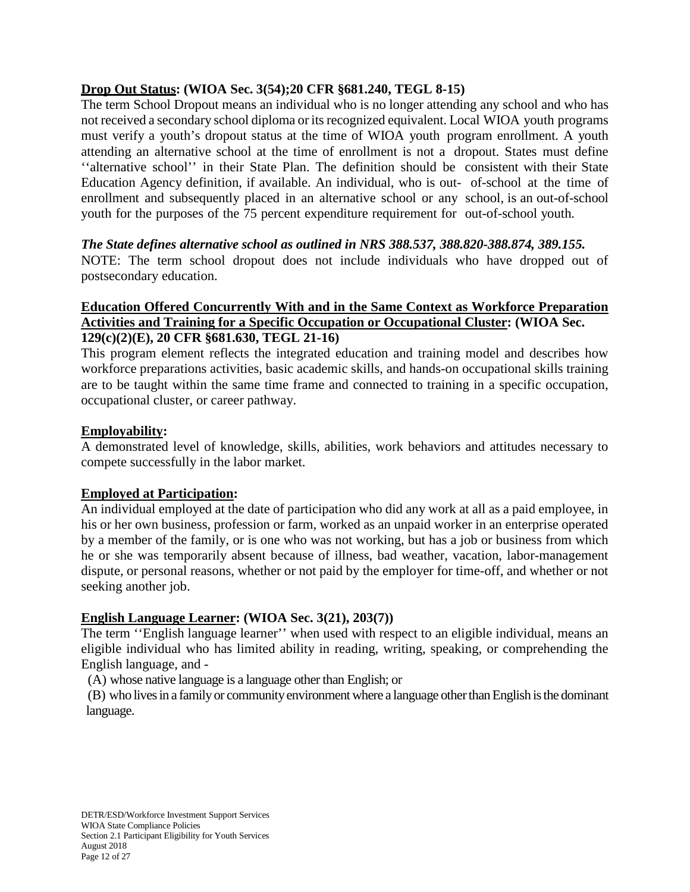**<u>Drop Out Status</u>: (WIOA Sec. 3(54);20 CFR §681.240, TEGL 8-15)**

The term School Dropout means an individual who is no longer attending any school and who has not received a secondary school diploma or its recognized equivalent. Local WIOA youth programs must verify a youth's dropout status at the time of WIOA youth program enrollment. A youth attending an alternative school at the time of enrollment is not a dropout. States must define ''alternative school'' in their State Plan. The definition should be consistent with their State Education Agency definition, if available. An individual, who is out- of-school at the time of enrollment and subsequently placed in an alternative school or any school, is an out-of-school youth for the purposes of the 75 percent expenditure requirement for out-of-school youth.

***The State defines alternative school as outlined in NRS 388.537, 388.820-388.874, 389.155.***

NOTE: The term school dropout does not include individuals who have dropped out of postsecondary education.

**<u>Education Offered Concurrently With and in the Same Context as Workforce Preparation Activities and Training for a Specific Occupation or Occupational Cluster</u>: (WIOA Sec. 129(c)(2)(E), 20 CFR §681.630, TEGL 21-16)**

This program element reflects the integrated education and training model and describes how workforce preparations activities, basic academic skills, and hands-on occupational skills training are to be taught within the same time frame and connected to training in a specific occupation, occupational cluster, or career pathway.

**<u>Employability</u>:**

A demonstrated level of knowledge, skills, abilities, work behaviors and attitudes necessary to compete successfully in the labor market.

**<u>Employed at Participation</u>:**

An individual employed at the date of participation who did any work at all as a paid employee, in his or her own business, profession or farm, worked as an unpaid worker in an enterprise operated by a member of the family, or is one who was not working, but has a job or business from which he or she was temporarily absent because of illness, bad weather, vacation, labor-management dispute, or personal reasons, whether or not paid by the employer for time-off, and whether or not seeking another job.

**<u>English Language Learner</u>: (WIOA Sec. 3(21), 203(7))**

The term ''English language learner'' when used with respect to an eligible individual, means an eligible individual who has limited ability in reading, writing, speaking, or comprehending the English language, and -

(A) whose native language is a language other than English; or

(B) who lives in a family or community environment where a language other than English is the dominant language.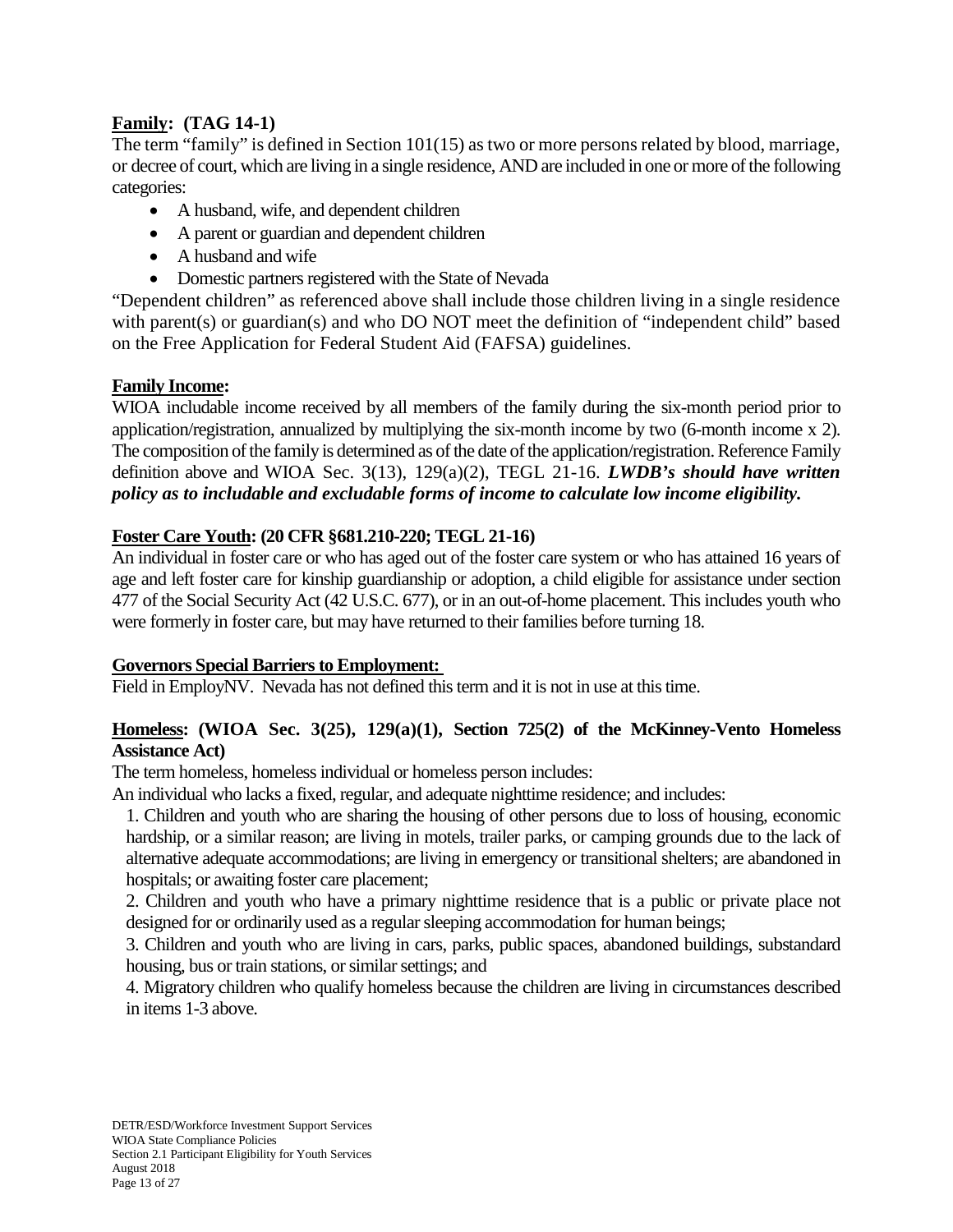**Family: (TAG 14-1)**

The term "family" is defined in Section 101(15) as two or more persons related by blood, marriage, or decree of court, which are living in a single residence, AND are included in one or more of the following categories:

- A husband, wife, and dependent children
- A parent or guardian and dependent children
- A husband and wife
- Domestic partners registered with the State of Nevada

"Dependent children" as referenced above shall include those children living in a single residence with parent(s) or guardian(s) and who DO NOT meet the definition of "independent child" based on the Free Application for Federal Student Aid (FAFSA) guidelines.

**Family Income:**

WIOA includable income received by all members of the family during the six-month period prior to application/registration, annualized by multiplying the six-month income by two (6-month income x 2). The composition of the family is determined as of the date of the application/registration. Reference Family definition above and WIOA Sec. 3(13), 129(a)(2), TEGL 21-16. ***LWDB's should have written policy as to includable and excludable forms of income to calculate low income eligibility.***

**Foster Care Youth: (20 CFR §681.210-220; TEGL 21-16)**

An individual in foster care or who has aged out of the foster care system or who has attained 16 years of age and left foster care for kinship guardianship or adoption, a child eligible for assistance under section 477 of the Social Security Act (42 U.S.C. 677), or in an out-of-home placement. This includes youth who were formerly in foster care, but may have returned to their families before turning 18.

**Governors Special Barriers to Employment:**

Field in EmployNV. Nevada has not defined this term and it is not in use at this time.

**Homeless: (WIOA Sec. 3(25), 129(a)(1), Section 725(2) of the McKinney-Vento Homeless Assistance Act)**

The term homeless, homeless individual or homeless person includes:

An individual who lacks a fixed, regular, and adequate nighttime residence; and includes:

1. Children and youth who are sharing the housing of other persons due to loss of housing, economic hardship, or a similar reason; are living in motels, trailer parks, or camping grounds due to the lack of alternative adequate accommodations; are living in emergency or transitional shelters; are abandoned in hospitals; or awaiting foster care placement;
2. Children and youth who have a primary nighttime residence that is a public or private place not designed for or ordinarily used as a regular sleeping accommodation for human beings;
3. Children and youth who are living in cars, parks, public spaces, abandoned buildings, substandard housing, bus or train stations, or similar settings; and
4. Migratory children who qualify homeless because the children are living in circumstances described in items 1-3 above.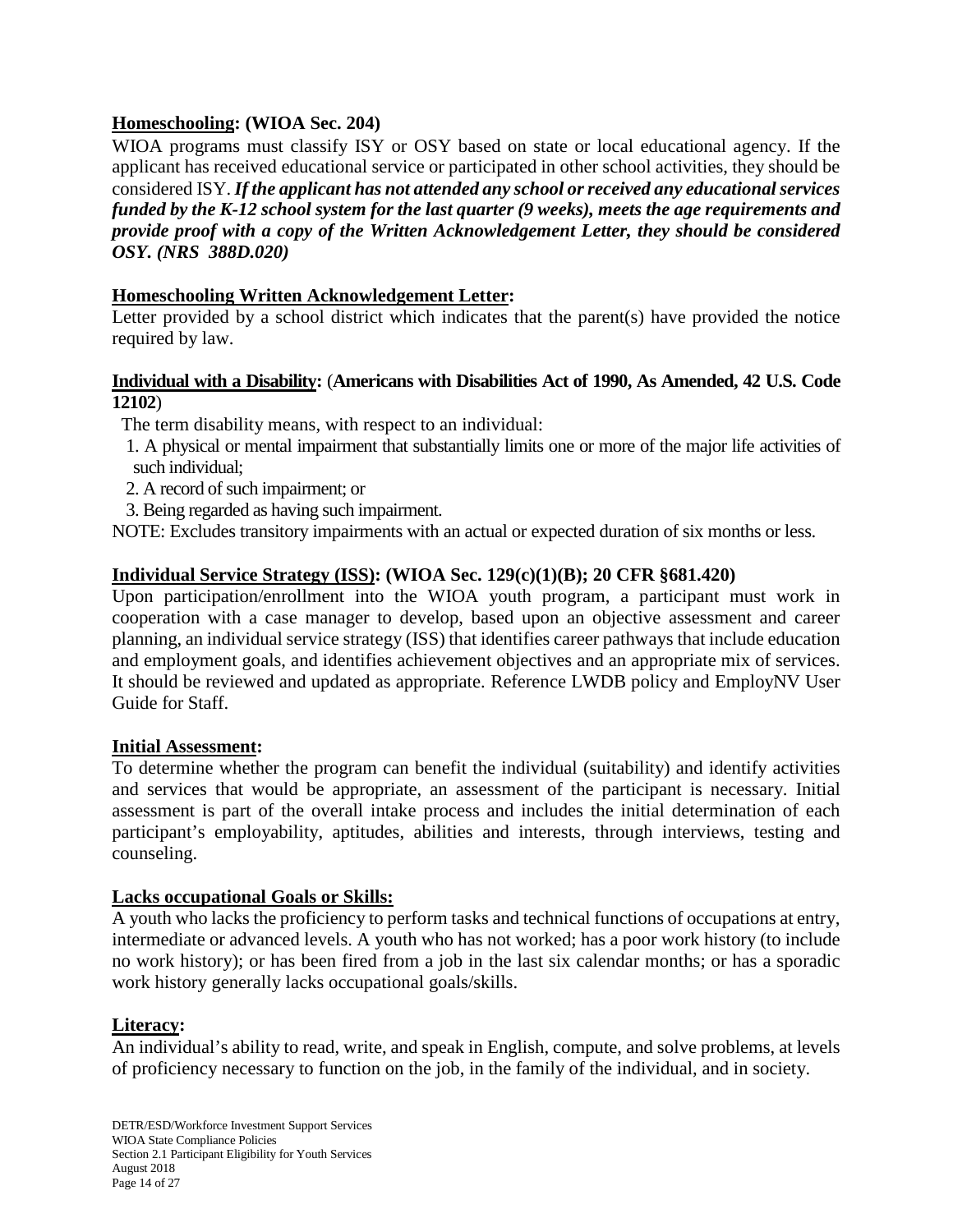**<u>Homeschooling</u>: (WIOA Sec. 204)**

WIOA programs must classify ISY or OSY based on state or local educational agency. If the applicant has received educational service or participated in other school activities, they should be considered ISY. ***If the applicant has not attended any school or received any educational services funded by the K-12 school system for the last quarter (9 weeks), meets the age requirements and provide proof with a copy of the Written Acknowledgement Letter, they should be considered OSY. (NRS 388D.020)***

**<u>Homeschooling Written Acknowledgement Letter</u>:**

Letter provided by a school district which indicates that the parent(s) have provided the notice required by law.

**<u>Individual with a Disability</u>: (Americans with Disabilities Act of 1990, As Amended, 42 U.S. Code 12102)**

The term disability means, with respect to an individual:

1. A physical or mental impairment that substantially limits one or more of the major life activities of such individual;
2. A record of such impairment; or
3. Being regarded as having such impairment.

NOTE: Excludes transitory impairments with an actual or expected duration of six months or less.

**<u>Individual Service Strategy (ISS)</u>: (WIOA Sec. 129(c)(1)(B); 20 CFR §681.420)**

Upon participation/enrollment into the WIOA youth program, a participant must work in cooperation with a case manager to develop, based upon an objective assessment and career planning, an individual service strategy (ISS) that identifies career pathways that include education and employment goals, and identifies achievement objectives and an appropriate mix of services. It should be reviewed and updated as appropriate. Reference LWDB policy and EmployNV User Guide for Staff.

**<u>Initial Assessment</u>:**

To determine whether the program can benefit the individual (suitability) and identify activities and services that would be appropriate, an assessment of the participant is necessary. Initial assessment is part of the overall intake process and includes the initial determination of each participant's employability, aptitudes, abilities and interests, through interviews, testing and counseling.

**<u>Lacks occupational Goals or Skills:</u>**

A youth who lacks the proficiency to perform tasks and technical functions of occupations at entry, intermediate or advanced levels. A youth who has not worked; has a poor work history (to include no work history); or has been fired from a job in the last six calendar months; or has a sporadic work history generally lacks occupational goals/skills.

**<u>Literacy</u>:**

An individual's ability to read, write, and speak in English, compute, and solve problems, at levels of proficiency necessary to function on the job, in the family of the individual, and in society.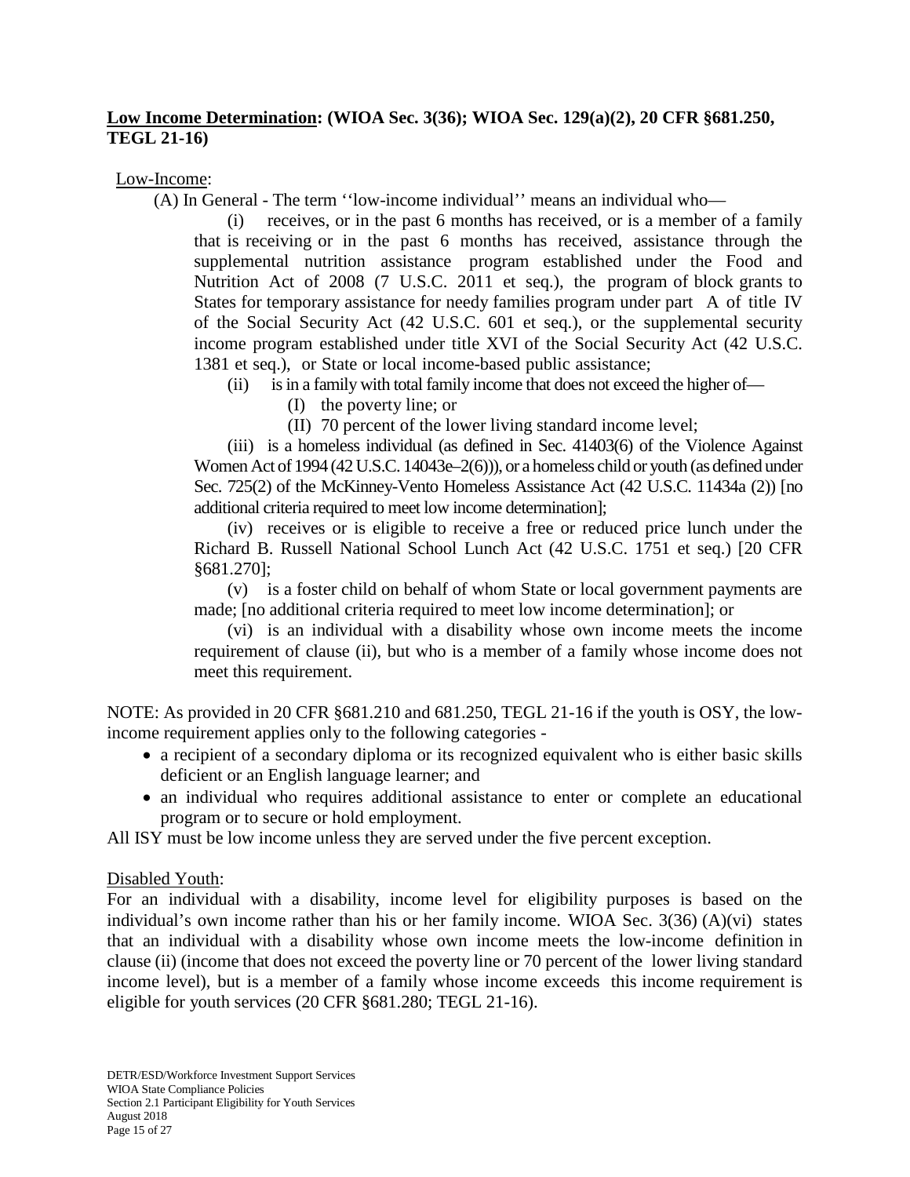**<u>Low Income Determination</u>: (WIOA Sec. 3(36); WIOA Sec. 129(a)(2), 20 CFR §681.250, TEGL 21-16)**

<u>Low-Income</u>:

(A) In General - The term ''low-income individual'' means an individual who—

(i) receives, or in the past 6 months has received, or is a member of a family that is receiving or in the past 6 months has received, assistance through the supplemental nutrition assistance program established under the Food and Nutrition Act of 2008 (7 U.S.C. 2011 et seq.), the program of block grants to States for temporary assistance for needy families program under part A of title IV of the Social Security Act (42 U.S.C. 601 et seq.), or the supplemental security income program established under title XVI of the Social Security Act (42 U.S.C. 1381 et seq.), or State or local income-based public assistance;

(ii) is in a family with total family income that does not exceed the higher of—

(I) the poverty line; or

(II) 70 percent of the lower living standard income level;

(iii) is a homeless individual (as defined in Sec. 41403(6) of the Violence Against Women Act of 1994 (42 U.S.C. 14043e–2(6))), or a homeless child or youth (as defined under Sec. 725(2) of the McKinney-Vento Homeless Assistance Act (42 U.S.C. 11434a (2)) [no additional criteria required to meet low income determination];

(iv) receives or is eligible to receive a free or reduced price lunch under the Richard B. Russell National School Lunch Act (42 U.S.C. 1751 et seq.) [20 CFR §681.270];

(v) is a foster child on behalf of whom State or local government payments are made; [no additional criteria required to meet low income determination]; or

(vi) is an individual with a disability whose own income meets the income requirement of clause (ii), but who is a member of a family whose income does not meet this requirement.

NOTE: As provided in 20 CFR §681.210 and 681.250, TEGL 21-16 if the youth is OSY, the low-income requirement applies only to the following categories -

- a recipient of a secondary diploma or its recognized equivalent who is either basic skills deficient or an English language learner; and
- an individual who requires additional assistance to enter or complete an educational program or to secure or hold employment.

All ISY must be low income unless they are served under the five percent exception.

<u>Disabled Youth</u>:

For an individual with a disability, income level for eligibility purposes is based on the individual's own income rather than his or her family income. WIOA Sec. 3(36) (A)(vi) states that an individual with a disability whose own income meets the low-income definition in clause (ii) (income that does not exceed the poverty line or 70 percent of the lower living standard income level), but is a member of a family whose income exceeds this income requirement is eligible for youth services (20 CFR §681.280; TEGL 21-16).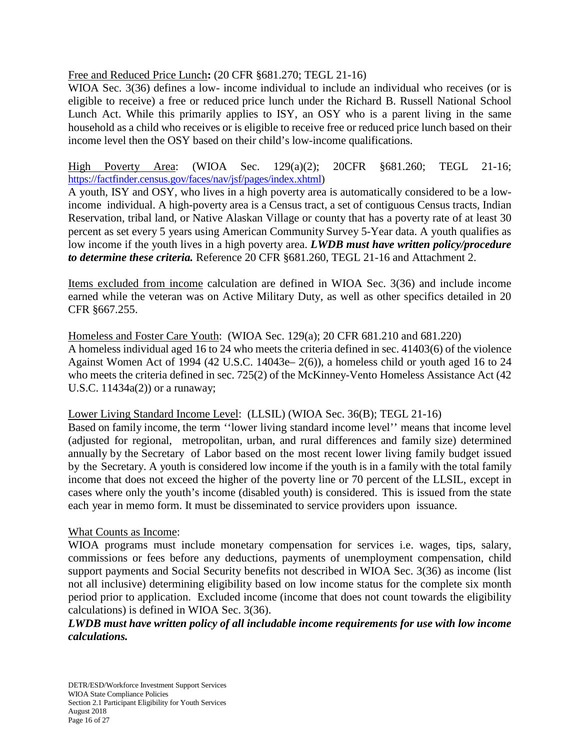Free and Reduced Price Lunch: (20 CFR §681.270; TEGL 21-16)

WIOA Sec. 3(36) defines a low- income individual to include an individual who receives (or is eligible to receive) a free or reduced price lunch under the Richard B. Russell National School Lunch Act. While this primarily applies to ISY, an OSY who is a parent living in the same household as a child who receives or is eligible to receive free or reduced price lunch based on their income level then the OSY based on their child's low-income qualifications.

High Poverty Area: (WIOA Sec. 129(a)(2); 20CFR §681.260; TEGL 21-16; https://factfinder.census.gov/faces/nav/jsf/pages/index.xhtml)

A youth, ISY and OSY, who lives in a high poverty area is automatically considered to be a low-income individual. A high-poverty area is a Census tract, a set of contiguous Census tracts, Indian Reservation, tribal land, or Native Alaskan Village or county that has a poverty rate of at least 30 percent as set every 5 years using American Community Survey 5-Year data. A youth qualifies as low income if the youth lives in a high poverty area. ***LWDB must have written policy/procedure to determine these criteria.*** Reference 20 CFR §681.260, TEGL 21-16 and Attachment 2.

Items excluded from income calculation are defined in WIOA Sec. 3(36) and include income earned while the veteran was on Active Military Duty, as well as other specifics detailed in 20 CFR §667.255.

Homeless and Foster Care Youth: (WIOA Sec. 129(a); 20 CFR 681.210 and 681.220)

A homeless individual aged 16 to 24 who meets the criteria defined in sec. 41403(6) of the violence Against Women Act of 1994 (42 U.S.C. 14043e– 2(6)), a homeless child or youth aged 16 to 24 who meets the criteria defined in sec. 725(2) of the McKinney-Vento Homeless Assistance Act (42 U.S.C. 11434a(2)) or a runaway;

Lower Living Standard Income Level: (LLSIL) (WIOA Sec. 36(B); TEGL 21-16)

Based on family income, the term ''lower living standard income level'' means that income level (adjusted for regional, metropolitan, urban, and rural differences and family size) determined annually by the Secretary of Labor based on the most recent lower living family budget issued by the Secretary. A youth is considered low income if the youth is in a family with the total family income that does not exceed the higher of the poverty line or 70 percent of the LLSIL, except in cases where only the youth's income (disabled youth) is considered. This is issued from the state each year in memo form. It must be disseminated to service providers upon issuance.

What Counts as Income:

WIOA programs must include monetary compensation for services i.e. wages, tips, salary, commissions or fees before any deductions, payments of unemployment compensation, child support payments and Social Security benefits not described in WIOA Sec. 3(36) as income (list not all inclusive) determining eligibility based on low income status for the complete six month period prior to application. Excluded income (income that does not count towards the eligibility calculations) is defined in WIOA Sec. 3(36).

***LWDB must have written policy of all includable income requirements for use with low income calculations.***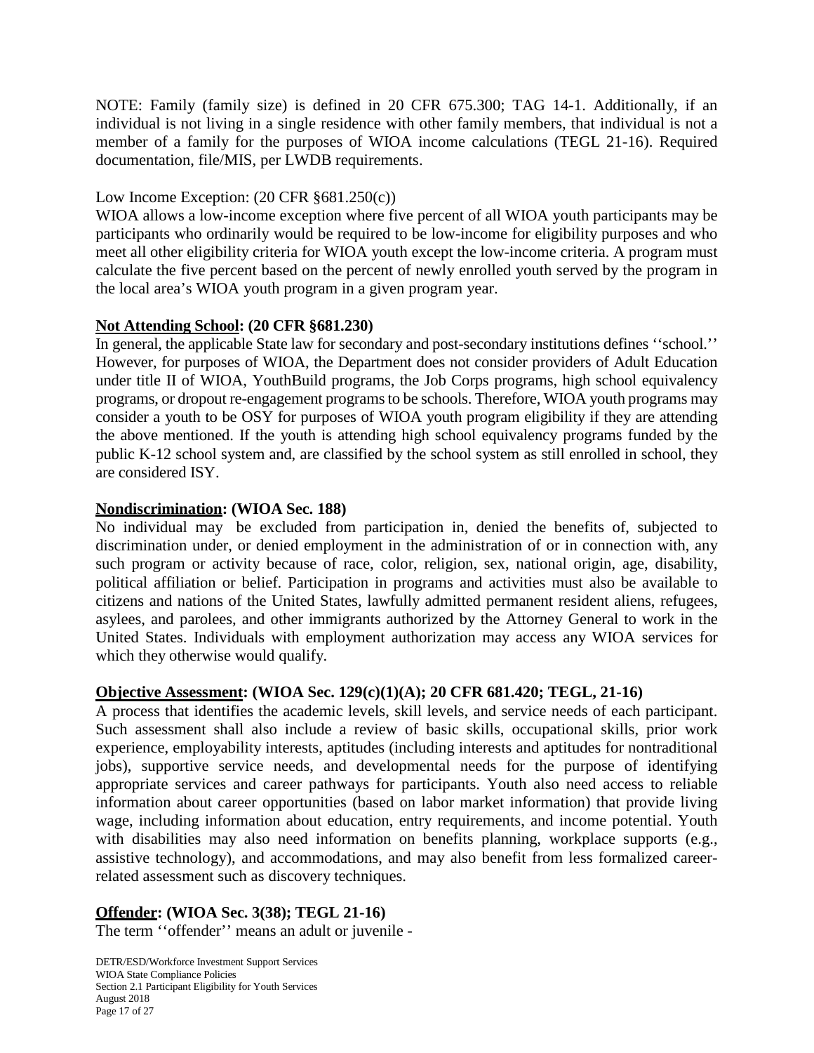NOTE: Family (family size) is defined in 20 CFR 675.300; TAG 14-1. Additionally, if an individual is not living in a single residence with other family members, that individual is not a member of a family for the purposes of WIOA income calculations (TEGL 21-16). Required documentation, file/MIS, per LWDB requirements.

Low Income Exception: (20 CFR §681.250(c))

WIOA allows a low-income exception where five percent of all WIOA youth participants may be participants who ordinarily would be required to be low-income for eligibility purposes and who meet all other eligibility criteria for WIOA youth except the low-income criteria. A program must calculate the five percent based on the percent of newly enrolled youth served by the program in the local area's WIOA youth program in a given program year.

**<u>Not Attending School</u>: (20 CFR §681.230)**

In general, the applicable State law for secondary and post-secondary institutions defines ''school.'' However, for purposes of WIOA, the Department does not consider providers of Adult Education under title II of WIOA, YouthBuild programs, the Job Corps programs, high school equivalency programs, or dropout re-engagement programs to be schools. Therefore, WIOA youth programs may consider a youth to be OSY for purposes of WIOA youth program eligibility if they are attending the above mentioned. If the youth is attending high school equivalency programs funded by the public K-12 school system and, are classified by the school system as still enrolled in school, they are considered ISY.

**<u>Nondiscrimination</u>: (WIOA Sec. 188)**

No individual may be excluded from participation in, denied the benefits of, subjected to discrimination under, or denied employment in the administration of or in connection with, any such program or activity because of race, color, religion, sex, national origin, age, disability, political affiliation or belief. Participation in programs and activities must also be available to citizens and nations of the United States, lawfully admitted permanent resident aliens, refugees, asylees, and parolees, and other immigrants authorized by the Attorney General to work in the United States. Individuals with employment authorization may access any WIOA services for which they otherwise would qualify.

**<u>Objective Assessment</u>: (WIOA Sec. 129(c)(1)(A); 20 CFR 681.420; TEGL, 21-16)**

A process that identifies the academic levels, skill levels, and service needs of each participant. Such assessment shall also include a review of basic skills, occupational skills, prior work experience, employability interests, aptitudes (including interests and aptitudes for nontraditional jobs), supportive service needs, and developmental needs for the purpose of identifying appropriate services and career pathways for participants. Youth also need access to reliable information about career opportunities (based on labor market information) that provide living wage, including information about education, entry requirements, and income potential. Youth with disabilities may also need information on benefits planning, workplace supports (e.g., assistive technology), and accommodations, and may also benefit from less formalized career-related assessment such as discovery techniques.

**<u>Offender</u>: (WIOA Sec. 3(38); TEGL 21-16)**

The term ''offender'' means an adult or juvenile -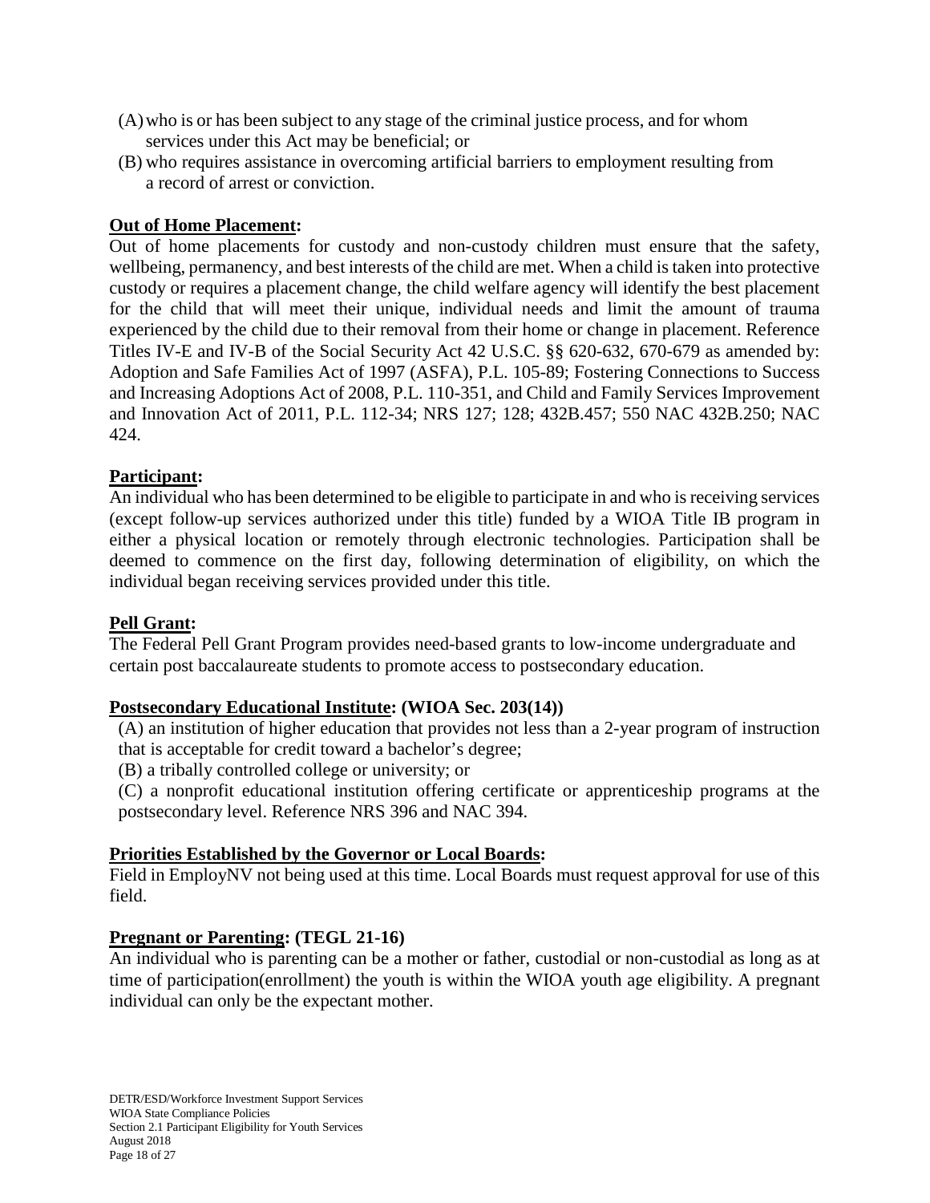(A) who is or has been subject to any stage of the criminal justice process, and for whom services under this Act may be beneficial; or

(B) who requires assistance in overcoming artificial barriers to employment resulting from a record of arrest or conviction.

**Out of Home Placement:**

Out of home placements for custody and non-custody children must ensure that the safety, wellbeing, permanency, and best interests of the child are met. When a child is taken into protective custody or requires a placement change, the child welfare agency will identify the best placement for the child that will meet their unique, individual needs and limit the amount of trauma experienced by the child due to their removal from their home or change in placement. Reference Titles IV-E and IV-B of the Social Security Act 42 U.S.C. §§ 620-632, 670-679 as amended by: Adoption and Safe Families Act of 1997 (ASFA), P.L. 105-89; Fostering Connections to Success and Increasing Adoptions Act of 2008, P.L. 110-351, and Child and Family Services Improvement and Innovation Act of 2011, P.L. 112-34; NRS 127; 128; 432B.457; 550 NAC 432B.250; NAC 424.

**Participant:**

An individual who has been determined to be eligible to participate in and who is receiving services (except follow-up services authorized under this title) funded by a WIOA Title IB program in either a physical location or remotely through electronic technologies. Participation shall be deemed to commence on the first day, following determination of eligibility, on which the individual began receiving services provided under this title.

**Pell Grant:**

The Federal Pell Grant Program provides need-based grants to low-income undergraduate and certain post baccalaureate students to promote access to postsecondary education.

**Postsecondary Educational Institute: (WIOA Sec. 203(14))**

(A) an institution of higher education that provides not less than a 2-year program of instruction that is acceptable for credit toward a bachelor's degree;

(B) a tribally controlled college or university; or

(C) a nonprofit educational institution offering certificate or apprenticeship programs at the postsecondary level. Reference NRS 396 and NAC 394.

**Priorities Established by the Governor or Local Boards:**

Field in EmployNV not being used at this time. Local Boards must request approval for use of this field.

**Pregnant or Parenting: (TEGL 21-16)**

An individual who is parenting can be a mother or father, custodial or non-custodial as long as at time of participation(enrollment) the youth is within the WIOA youth age eligibility. A pregnant individual can only be the expectant mother.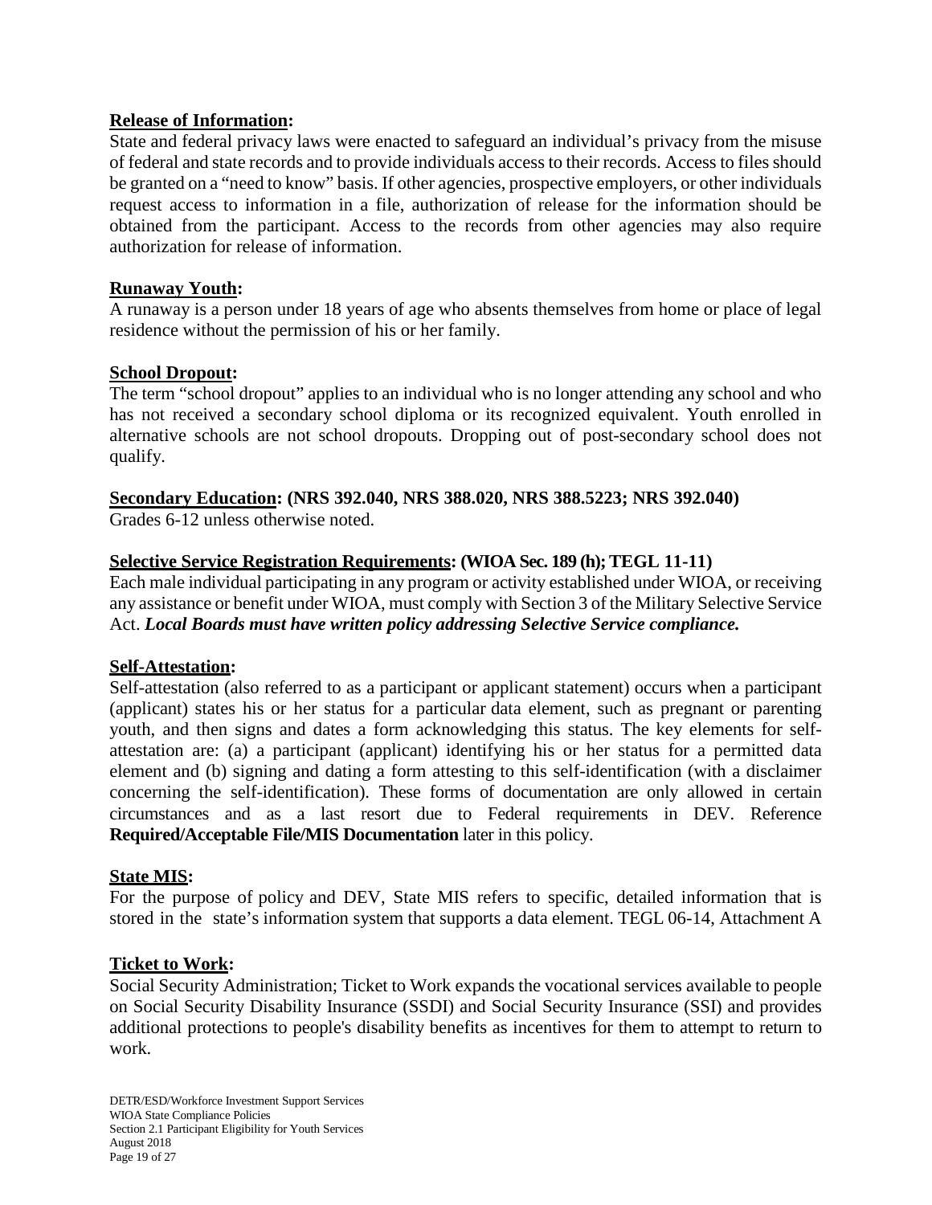**Release of Information:**

State and federal privacy laws were enacted to safeguard an individual's privacy from the misuse of federal and state records and to provide individuals access to their records. Access to files should be granted on a "need to know" basis. If other agencies, prospective employers, or other individuals request access to information in a file, authorization of release for the information should be obtained from the participant. Access to the records from other agencies may also require authorization for release of information.

**Runaway Youth:**

A runaway is a person under 18 years of age who absents themselves from home or place of legal residence without the permission of his or her family.

**School Dropout:**

The term "school dropout" applies to an individual who is no longer attending any school and who has not received a secondary school diploma or its recognized equivalent. Youth enrolled in alternative schools are not school dropouts. Dropping out of post-secondary school does not qualify.

**Secondary Education: (NRS 392.040, NRS 388.020, NRS 388.5223; NRS 392.040)**

Grades 6-12 unless otherwise noted.

**Selective Service Registration Requirements: (WIOA Sec. 189 (h); TEGL 11-11)**

Each male individual participating in any program or activity established under WIOA, or receiving any assistance or benefit under WIOA, must comply with Section 3 of the Military Selective Service Act. ***Local Boards must have written policy addressing Selective Service compliance.***

**Self-Attestation:**

Self-attestation (also referred to as a participant or applicant statement) occurs when a participant (applicant) states his or her status for a particular data element, such as pregnant or parenting youth, and then signs and dates a form acknowledging this status. The key elements for self-attestation are: (a) a participant (applicant) identifying his or her status for a permitted data element and (b) signing and dating a form attesting to this self-identification (with a disclaimer concerning the self-identification). These forms of documentation are only allowed in certain circumstances and as a last resort due to Federal requirements in DEV. Reference **Required/Acceptable File/MIS Documentation** later in this policy.

**State MIS:**

For the purpose of policy and DEV, State MIS refers to specific, detailed information that is stored in the state's information system that supports a data element. TEGL 06-14, Attachment A

**Ticket to Work:**

Social Security Administration; Ticket to Work expands the vocational services available to people on Social Security Disability Insurance (SSDI) and Social Security Insurance (SSI) and provides additional protections to people's disability benefits as incentives for them to attempt to return to work.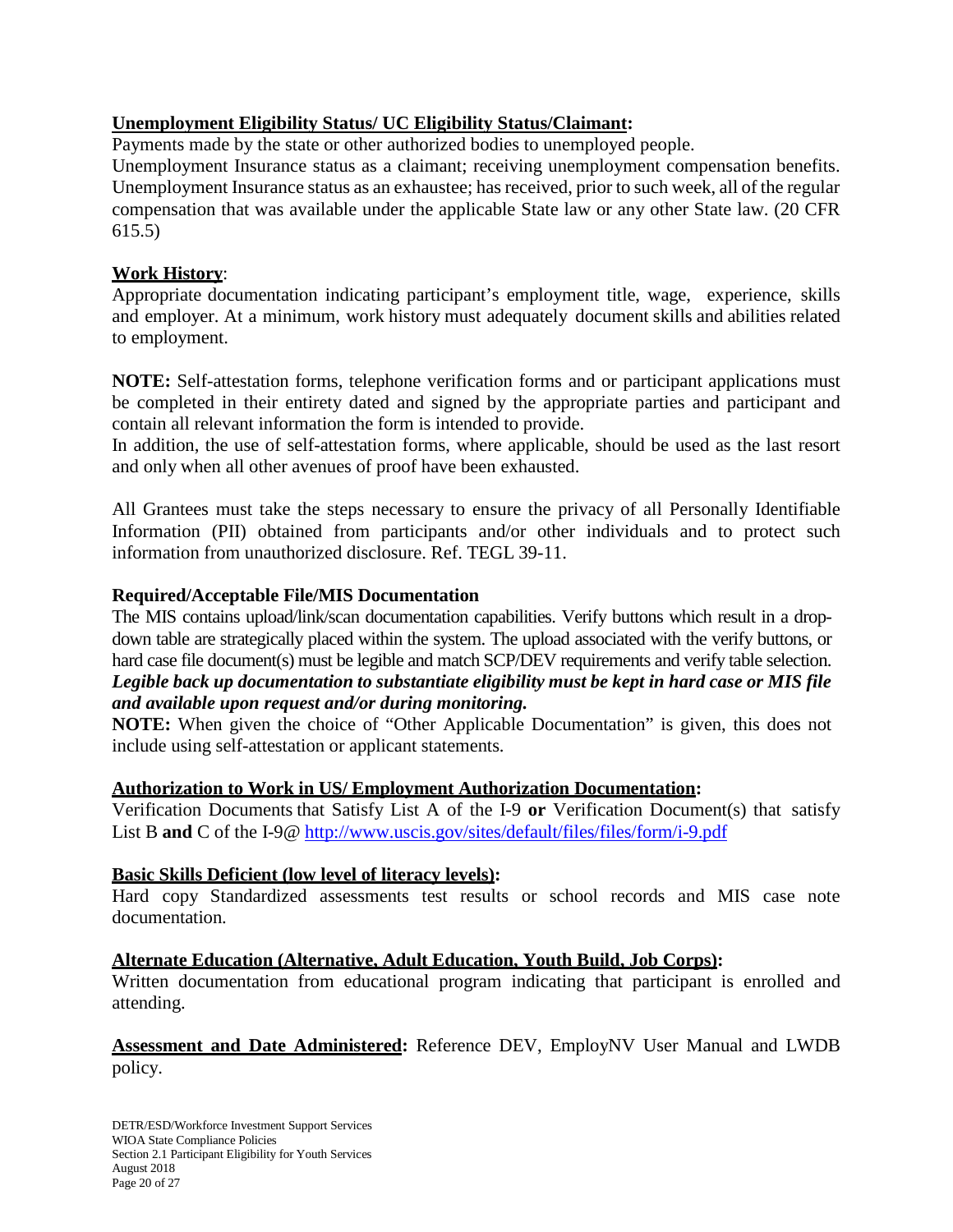**<u>Unemployment Eligibility Status/ UC Eligibility Status/Claimant</u>:**
Payments made by the state or other authorized bodies to unemployed people.
Unemployment Insurance status as a claimant; receiving unemployment compensation benefits.
Unemployment Insurance status as an exhaustee; has received, prior to such week, all of the regular compensation that was available under the applicable State law or any other State law. (20 CFR 615.5)

**<u>Work History</u>**:
Appropriate documentation indicating participant's employment title, wage, experience, skills and employer. At a minimum, work history must adequately document skills and abilities related to employment.

**NOTE:** Self-attestation forms, telephone verification forms and or participant applications must be completed in their entirety dated and signed by the appropriate parties and participant and contain all relevant information the form is intended to provide.
In addition, the use of self-attestation forms, where applicable, should be used as the last resort and only when all other avenues of proof have been exhausted.

All Grantees must take the steps necessary to ensure the privacy of all Personally Identifiable Information (PII) obtained from participants and/or other individuals and to protect such information from unauthorized disclosure. Ref. TEGL 39-11.

**Required/Acceptable File/MIS Documentation**

The MIS contains upload/link/scan documentation capabilities. Verify buttons which result in a drop-down table are strategically placed within the system. The upload associated with the verify buttons, or hard case file document(s) must be legible and match SCP/DEV requirements and verify table selection.
***Legible back up documentation to substantiate eligibility must be kept in hard case or MIS file and available upon request and/or during monitoring.***
**NOTE:** When given the choice of "Other Applicable Documentation" is given, this does not include using self-attestation or applicant statements.

**<u>Authorization to Work in US/ Employment Authorization Documentation</u>:**
Verification Documents that Satisfy List A of the I-9 **or** Verification Document(s) that satisfy List B **and** C of the I-9@ http://www.uscis.gov/sites/default/files/files/form/i-9.pdf

**<u>Basic Skills Deficient (low level of literacy levels)</u>:**
Hard copy Standardized assessments test results or school records and MIS case note documentation.

**<u>Alternate Education (Alternative, Adult Education, Youth Build, Job Corps)</u>:**
Written documentation from educational program indicating that participant is enrolled and attending.

**<u>Assessment and Date Administered</u>:** Reference DEV, EmployNV User Manual and LWDB policy.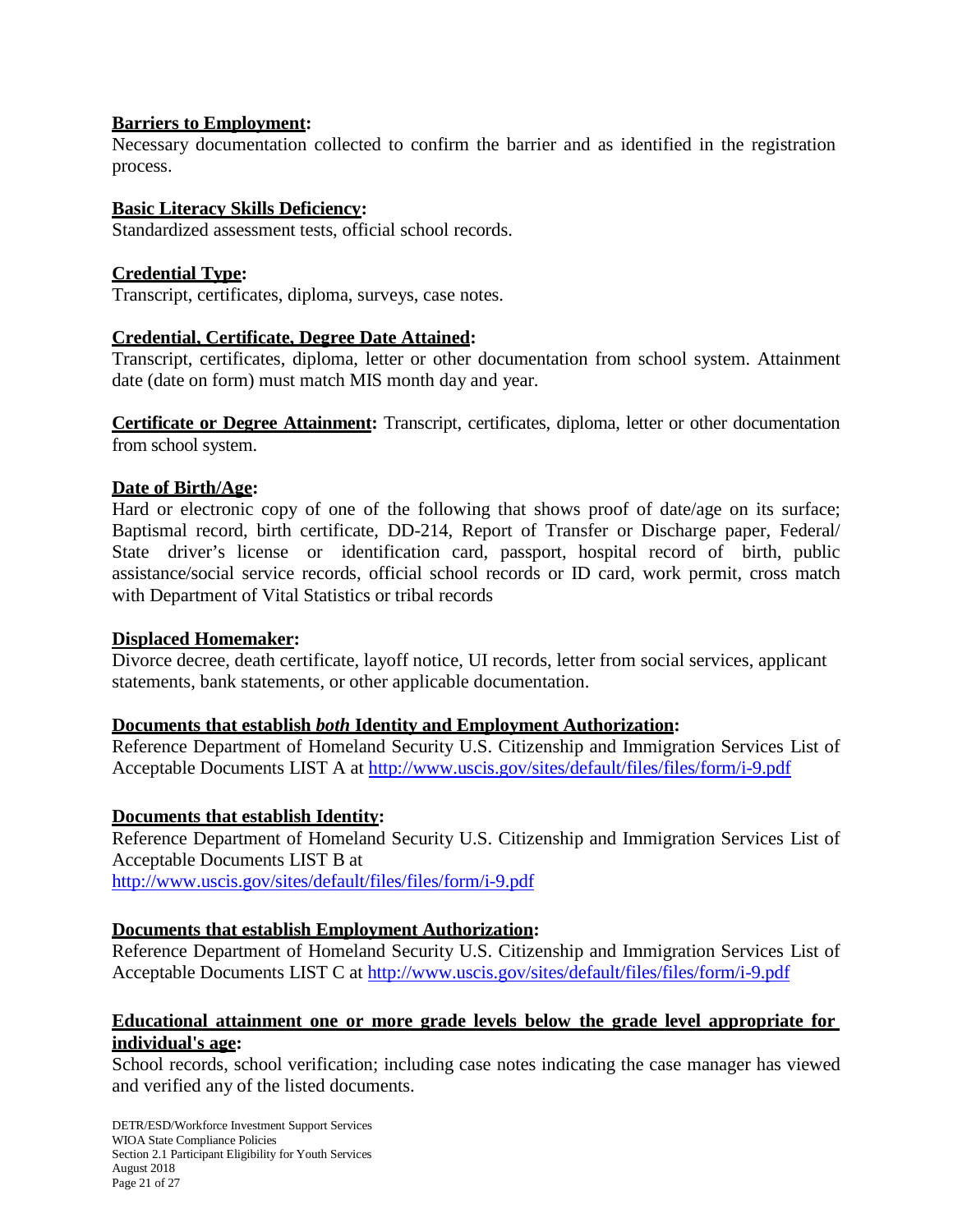**Barriers to Employment:**
Necessary documentation collected to confirm the barrier and as identified in the registration process.

**Basic Literacy Skills Deficiency:**
Standardized assessment tests, official school records.

**Credential Type:**
Transcript, certificates, diploma, surveys, case notes.

**Credential, Certificate, Degree Date Attained:**
Transcript, certificates, diploma, letter or other documentation from school system. Attainment date (date on form) must match MIS month day and year.

**Certificate or Degree Attainment:** Transcript, certificates, diploma, letter or other documentation from school system.

**Date of Birth/Age:**
Hard or electronic copy of one of the following that shows proof of date/age on its surface; Baptismal record, birth certificate, DD-214, Report of Transfer or Discharge paper, Federal/ State driver's license or identification card, passport, hospital record of birth, public assistance/social service records, official school records or ID card, work permit, cross match with Department of Vital Statistics or tribal records

**Displaced Homemaker:**
Divorce decree, death certificate, layoff notice, UI records, letter from social services, applicant statements, bank statements, or other applicable documentation.

**Documents that establish *both* Identity and Employment Authorization:**
Reference Department of Homeland Security U.S. Citizenship and Immigration Services List of Acceptable Documents LIST A at http://www.uscis.gov/sites/default/files/files/form/i-9.pdf

**Documents that establish Identity:**
Reference Department of Homeland Security U.S. Citizenship and Immigration Services List of Acceptable Documents LIST B at
http://www.uscis.gov/sites/default/files/files/form/i-9.pdf

**Documents that establish Employment Authorization:**
Reference Department of Homeland Security U.S. Citizenship and Immigration Services List of Acceptable Documents LIST C at http://www.uscis.gov/sites/default/files/files/form/i-9.pdf

**Educational attainment one or more grade levels below the grade level appropriate for individual's age:**
School records, school verification; including case notes indicating the case manager has viewed and verified any of the listed documents.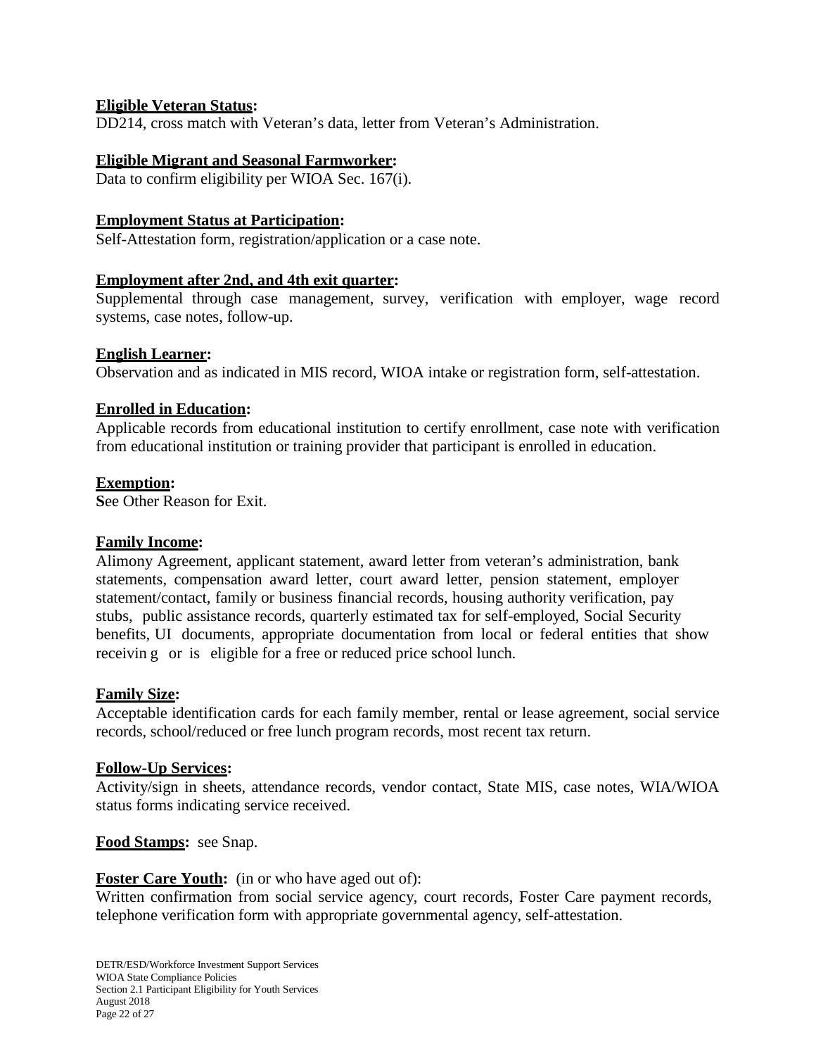**Eligible Veteran Status:**
DD214, cross match with Veteran's data, letter from Veteran's Administration.

**Eligible Migrant and Seasonal Farmworker:**
Data to confirm eligibility per WIOA Sec. 167(i).

**Employment Status at Participation:**
Self-Attestation form, registration/application or a case note.

**Employment after 2nd, and 4th exit quarter:**
Supplemental through case management, survey, verification with employer, wage record systems, case notes, follow-up.

**English Learner:**
Observation and as indicated in MIS record, WIOA intake or registration form, self-attestation.

**Enrolled in Education:**
Applicable records from educational institution to certify enrollment, case note with verification from educational institution or training provider that participant is enrolled in education.

**Exemption:**
See Other Reason for Exit.

**Family Income:**
Alimony Agreement, applicant statement, award letter from veteran's administration, bank statements, compensation award letter, court award letter, pension statement, employer statement/contact, family or business financial records, housing authority verification, pay stubs, public assistance records, quarterly estimated tax for self-employed, Social Security benefits, UI documents, appropriate documentation from local or federal entities that show receiving or is eligible for a free or reduced price school lunch.

**Family Size:**
Acceptable identification cards for each family member, rental or lease agreement, social service records, school/reduced or free lunch program records, most recent tax return.

**Follow-Up Services:**
Activity/sign in sheets, attendance records, vendor contact, State MIS, case notes, WIA/WIOA status forms indicating service received.

**Food Stamps:** see Snap.

**Foster Care Youth:** (in or who have aged out of):
Written confirmation from social service agency, court records, Foster Care payment records, telephone verification form with appropriate governmental agency, self-attestation.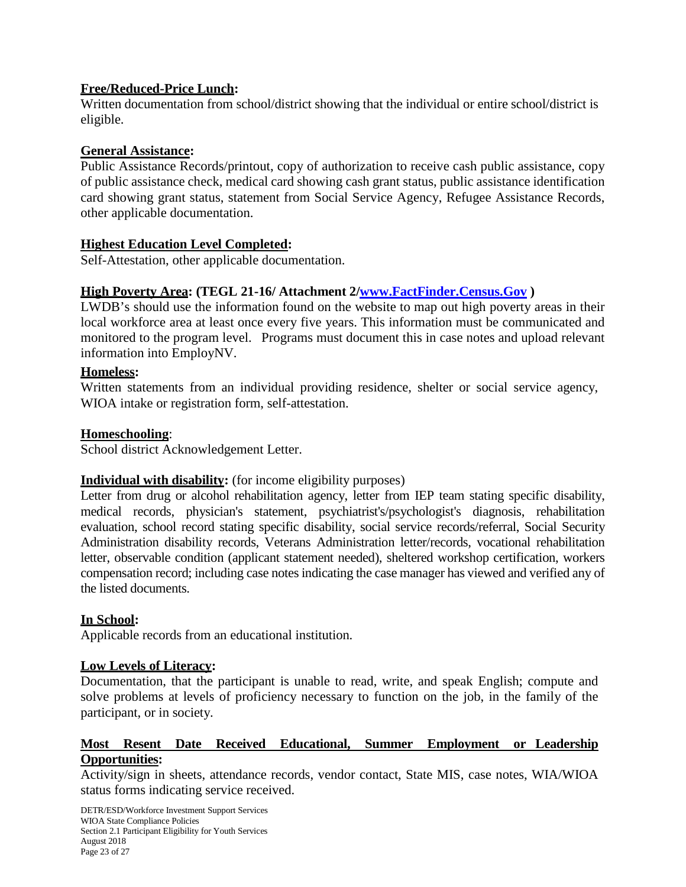**Free/Reduced-Price Lunch:**
Written documentation from school/district showing that the individual or entire school/district is eligible.

**General Assistance:**
Public Assistance Records/printout, copy of authorization to receive cash public assistance, copy of public assistance check, medical card showing cash grant status, public assistance identification card showing grant status, statement from Social Service Agency, Refugee Assistance Records, other applicable documentation.

**Highest Education Level Completed:**
Self-Attestation, other applicable documentation.

**High Poverty Area: (TEGL 21-16/ Attachment 2/[www.FactFinder.Census.Gov](www.FactFinder.Census.Gov) )**
LWDB's should use the information found on the website to map out high poverty areas in their local workforce area at least once every five years. This information must be communicated and monitored to the program level. Programs must document this in case notes and upload relevant information into EmployNV.

**Homeless:**
Written statements from an individual providing residence, shelter or social service agency, WIOA intake or registration form, self-attestation.

**Homeschooling**:
School district Acknowledgement Letter.

**Individual with disability:** (for income eligibility purposes)
Letter from drug or alcohol rehabilitation agency, letter from IEP team stating specific disability, medical records, physician's statement, psychiatrist's/psychologist's diagnosis, rehabilitation evaluation, school record stating specific disability, social service records/referral, Social Security Administration disability records, Veterans Administration letter/records, vocational rehabilitation letter, observable condition (applicant statement needed), sheltered workshop certification, workers compensation record; including case notes indicating the case manager has viewed and verified any of the listed documents.

**In School:**
Applicable records from an educational institution.

**Low Levels of Literacy:**
Documentation, that the participant is unable to read, write, and speak English; compute and solve problems at levels of proficiency necessary to function on the job, in the family of the participant, or in society.

**Most Resent Date Received Educational, Summer Employment or Leadership Opportunities:**
Activity/sign in sheets, attendance records, vendor contact, State MIS, case notes, WIA/WIOA status forms indicating service received.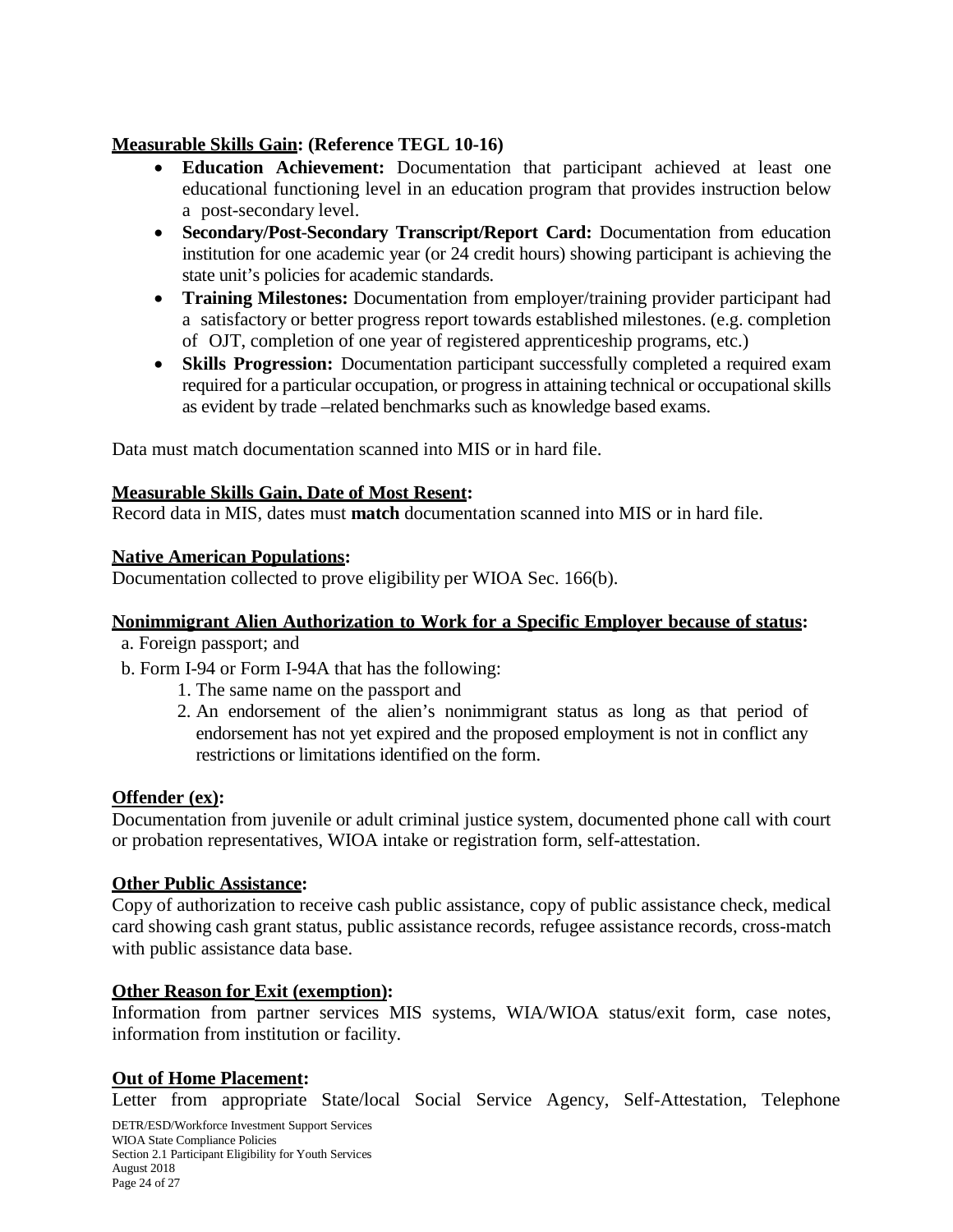**<u>Measurable Skills Gain</u>: (Reference TEGL 10-16)**

- **Education Achievement:** Documentation that participant achieved at least one educational functioning level in an education program that provides instruction below a post-secondary level.
- **Secondary/Post-Secondary Transcript/Report Card:** Documentation from education institution for one academic year (or 24 credit hours) showing participant is achieving the state unit's policies for academic standards.
- **Training Milestones:** Documentation from employer/training provider participant had a satisfactory or better progress report towards established milestones. (e.g. completion of OJT, completion of one year of registered apprenticeship programs, etc.)
- **Skills Progression:** Documentation participant successfully completed a required exam required for a particular occupation, or progress in attaining technical or occupational skills as evident by trade –related benchmarks such as knowledge based exams.

Data must match documentation scanned into MIS or in hard file.

**<u>Measurable Skills Gain, Date of Most Resent</u>:**
Record data in MIS, dates must **match** documentation scanned into MIS or in hard file.

**<u>Native American Populations</u>:**
Documentation collected to prove eligibility per WIOA Sec. 166(b).

**<u>Nonimmigrant Alien Authorization to Work for a Specific Employer because of status</u>:**

a. Foreign passport; and

b. Form I-94 or Form I-94A that has the following:
   1. The same name on the passport and
   2. An endorsement of the alien's nonimmigrant status as long as that period of endorsement has not yet expired and the proposed employment is not in conflict any restrictions or limitations identified on the form.

**<u>Offender (ex)</u>:**
Documentation from juvenile or adult criminal justice system, documented phone call with court or probation representatives, WIOA intake or registration form, self-attestation.

**<u>Other Public Assistance</u>:**
Copy of authorization to receive cash public assistance, copy of public assistance check, medical card showing cash grant status, public assistance records, refugee assistance records, cross-match with public assistance data base.

**<u>Other Reason for Exit (exemption)</u>:**
Information from partner services MIS systems, WIA/WIOA status/exit form, case notes, information from institution or facility.

**<u>Out of Home Placement</u>:**
Letter from appropriate State/local Social Service Agency, Self-Attestation, Telephone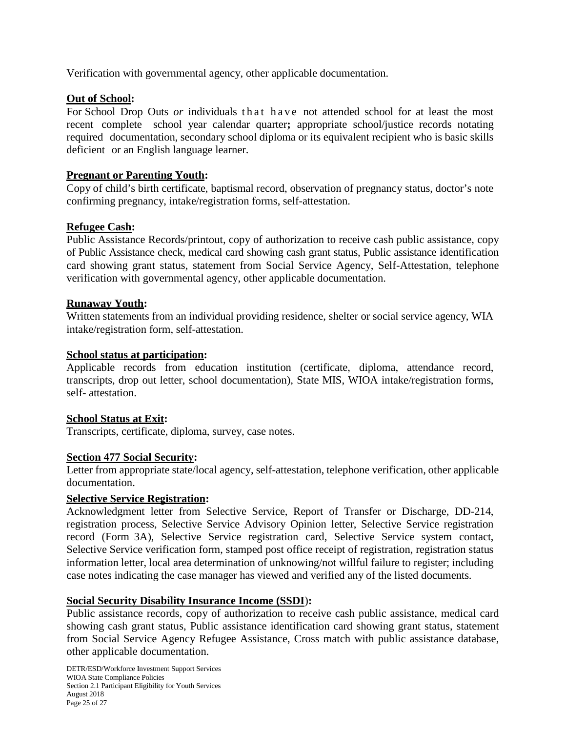Verification with governmental agency, other applicable documentation.

**Out of School:**

For School Drop Outs *or* individuals that have not attended school for at least the most recent complete school year calendar quarter**;** appropriate school/justice records notating required documentation, secondary school diploma or its equivalent recipient who is basic skills deficient or an English language learner.

**Pregnant or Parenting Youth:**

Copy of child's birth certificate, baptismal record, observation of pregnancy status, doctor's note confirming pregnancy, intake/registration forms, self-attestation.

**Refugee Cash:**

Public Assistance Records/printout, copy of authorization to receive cash public assistance, copy of Public Assistance check, medical card showing cash grant status, Public assistance identification card showing grant status, statement from Social Service Agency, Self-Attestation, telephone verification with governmental agency, other applicable documentation.

**Runaway Youth:**

Written statements from an individual providing residence, shelter or social service agency, WIA intake/registration form, self-attestation.

**School status at participation:**

Applicable records from education institution (certificate, diploma, attendance record, transcripts, drop out letter, school documentation), State MIS, WIOA intake/registration forms, self- attestation.

**School Status at Exit:**

Transcripts, certificate, diploma, survey, case notes.

**Section 477 Social Security:**

Letter from appropriate state/local agency, self-attestation, telephone verification, other applicable documentation.

**Selective Service Registration:**

Acknowledgment letter from Selective Service, Report of Transfer or Discharge, DD-214, registration process, Selective Service Advisory Opinion letter, Selective Service registration record (Form 3A), Selective Service registration card, Selective Service system contact, Selective Service verification form, stamped post office receipt of registration, registration status information letter, local area determination of unknowing/not willful failure to register; including case notes indicating the case manager has viewed and verified any of the listed documents.

**Social Security Disability Insurance Income (SSDI):**

Public assistance records, copy of authorization to receive cash public assistance, medical card showing cash grant status, Public assistance identification card showing grant status, statement from Social Service Agency Refugee Assistance, Cross match with public assistance database, other applicable documentation.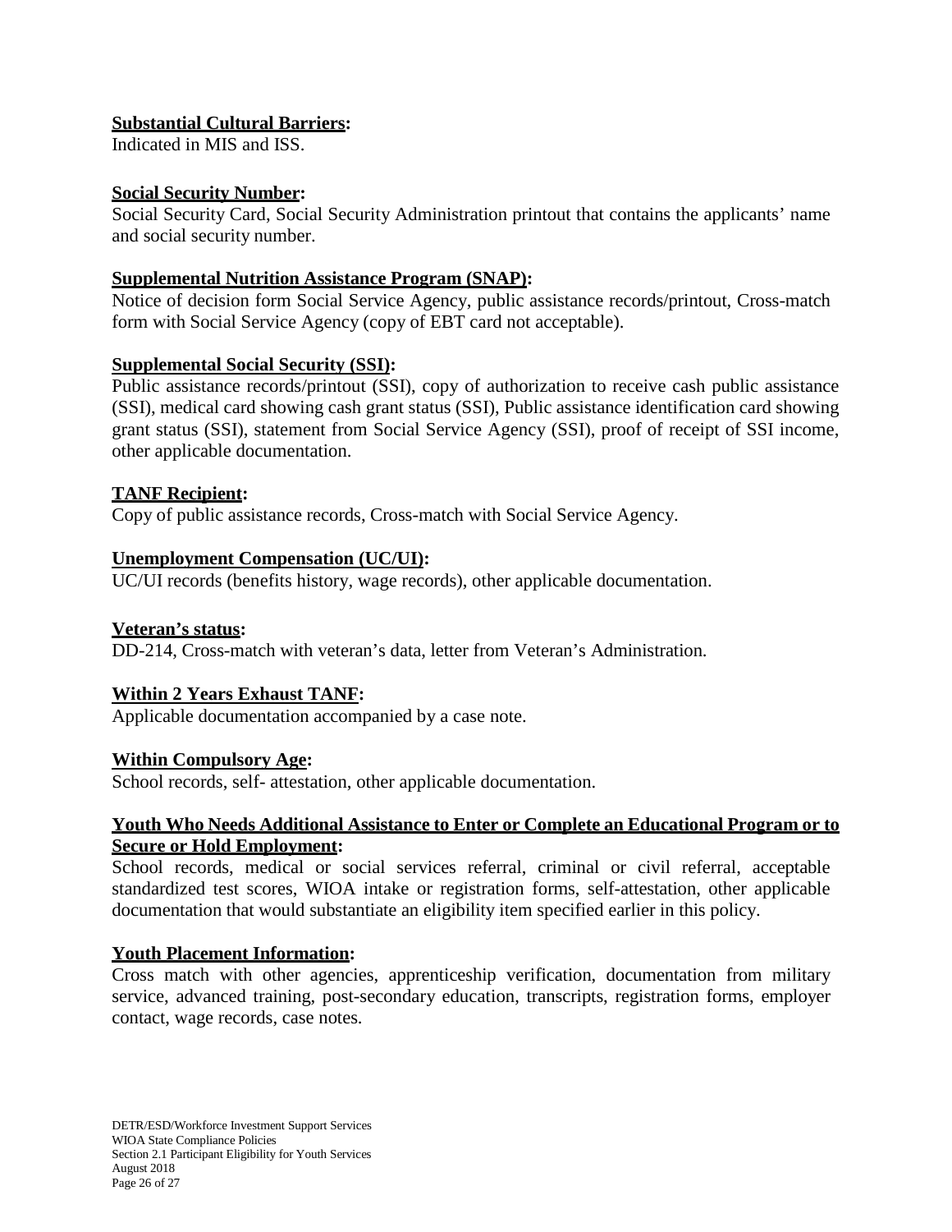**Substantial Cultural Barriers:**
Indicated in MIS and ISS.

**Social Security Number:**
Social Security Card, Social Security Administration printout that contains the applicants' name and social security number.

**Supplemental Nutrition Assistance Program (SNAP):**
Notice of decision form Social Service Agency, public assistance records/printout, Cross-match form with Social Service Agency (copy of EBT card not acceptable).

**Supplemental Social Security (SSI):**
Public assistance records/printout (SSI), copy of authorization to receive cash public assistance (SSI), medical card showing cash grant status (SSI), Public assistance identification card showing grant status (SSI), statement from Social Service Agency (SSI), proof of receipt of SSI income, other applicable documentation.

**TANF Recipient:**
Copy of public assistance records, Cross-match with Social Service Agency.

**Unemployment Compensation (UC/UI):**
UC/UI records (benefits history, wage records), other applicable documentation.

**Veteran's status:**
DD-214, Cross-match with veteran's data, letter from Veteran's Administration.

**Within 2 Years Exhaust TANF:**
Applicable documentation accompanied by a case note.

**Within Compulsory Age:**
School records, self- attestation, other applicable documentation.

**Youth Who Needs Additional Assistance to Enter or Complete an Educational Program or to Secure or Hold Employment:**
School records, medical or social services referral, criminal or civil referral, acceptable standardized test scores, WIOA intake or registration forms, self-attestation, other applicable documentation that would substantiate an eligibility item specified earlier in this policy.

**Youth Placement Information:**
Cross match with other agencies, apprenticeship verification, documentation from military service, advanced training, post-secondary education, transcripts, registration forms, employer contact, wage records, case notes.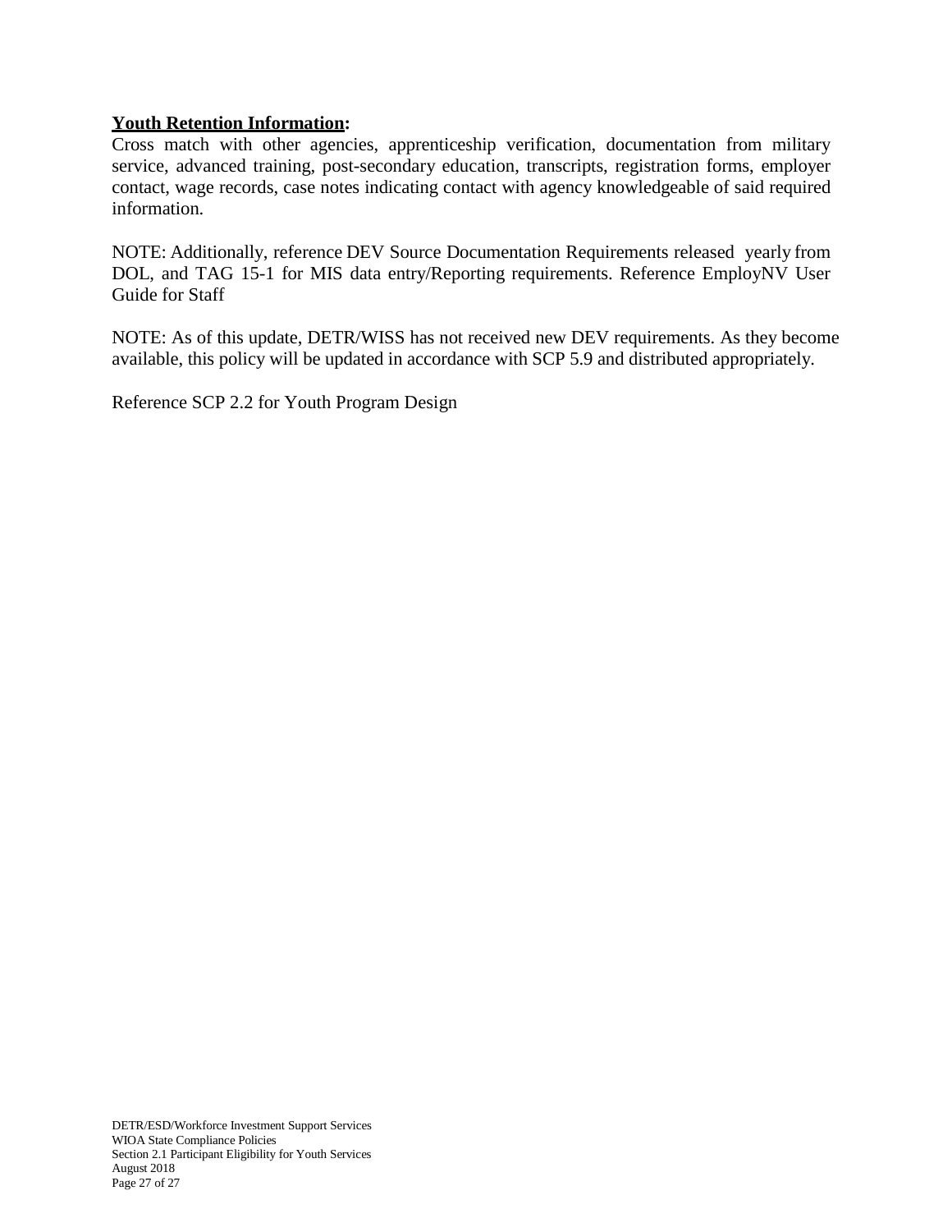**Youth Retention Information:**

Cross match with other agencies, apprenticeship verification, documentation from military service, advanced training, post-secondary education, transcripts, registration forms, employer contact, wage records, case notes indicating contact with agency knowledgeable of said required information.

NOTE: Additionally, reference DEV Source Documentation Requirements released yearly from DOL, and TAG 15-1 for MIS data entry/Reporting requirements. Reference EmployNV User Guide for Staff

NOTE: As of this update, DETR/WISS has not received new DEV requirements. As they become available, this policy will be updated in accordance with SCP 5.9 and distributed appropriately.

Reference SCP 2.2 for Youth Program Design